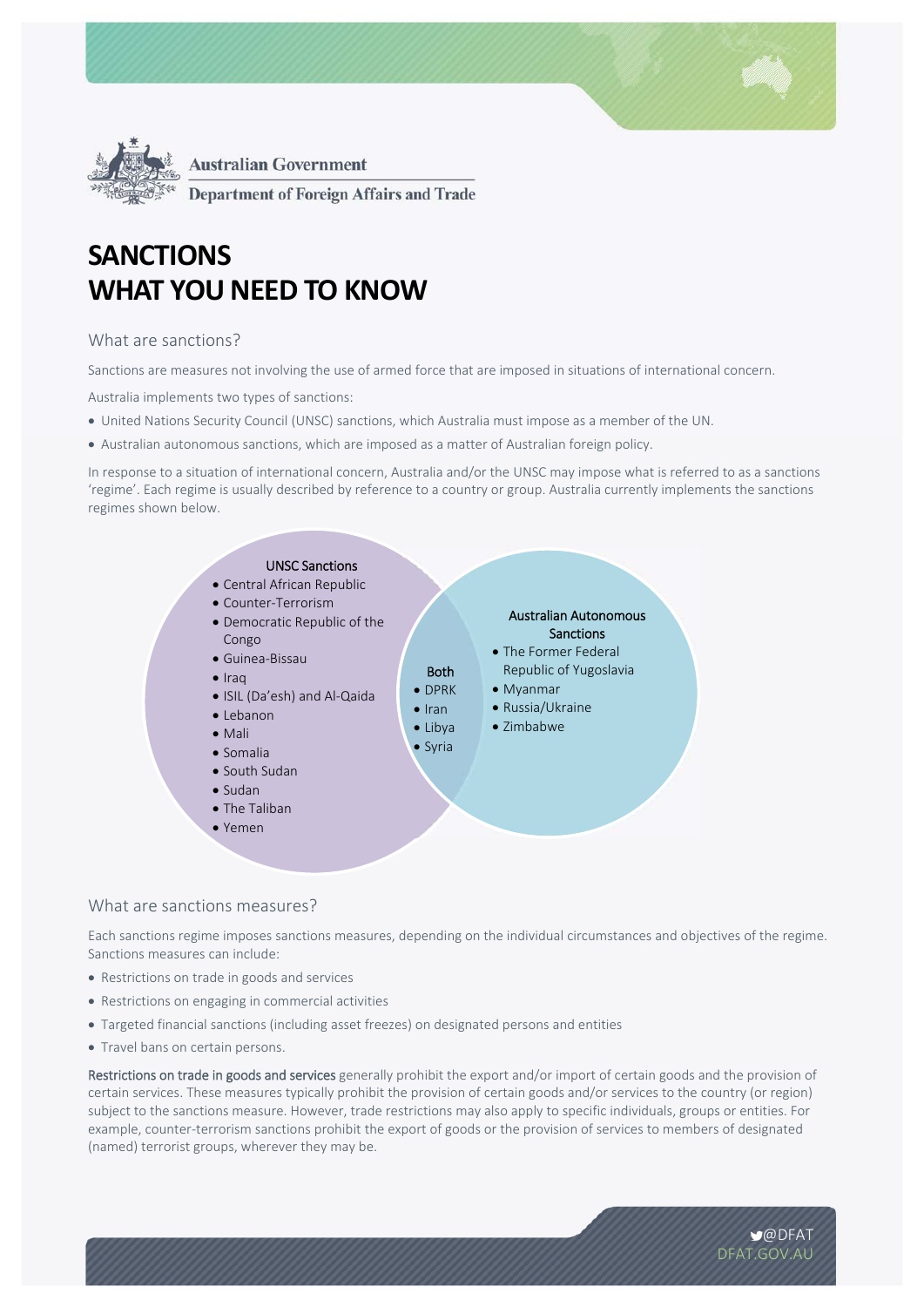Australian Government

Department of Foreign Affairs and Trade

# SANCTIONS
# WHAT YOU NEED TO KNOW

## What are sanctions?

Sanctions are measures not involving the use of armed force that are imposed in situations of international concern.

Australia implements two types of sanctions:

- United Nations Security Council (UNSC) sanctions, which Australia must impose as a member of the UN.
- Australian autonomous sanctions, which are imposed as a matter of Australian foreign policy.

In response to a situation of international concern, Australia and/or the UNSC may impose what is referred to as a sanctions 'regime'. Each regime is usually described by reference to a country or group. Australia currently implements the sanctions regimes shown below.

**UNSC Sanctions**

- Central African Republic
- Counter-Terrorism
- Democratic Republic of the Congo
- Guinea-Bissau
- Iraq
- ISIL (Da'esh) and Al-Qaida
- Lebanon
- Mali
- Somalia
- South Sudan
- Sudan
- The Taliban
- Yemen

**Both**

- DPRK
- Iran
- Libya
- Syria

**Australian Autonomous Sanctions**

- The Former Federal Republic of Yugoslavia
- Myanmar
- Russia/Ukraine
- Zimbabwe

## What are sanctions measures?

Each sanctions regime imposes sanctions measures, depending on the individual circumstances and objectives of the regime. Sanctions measures can include:

- Restrictions on trade in goods and services
- Restrictions on engaging in commercial activities
- Targeted financial sanctions (including asset freezes) on designated persons and entities
- Travel bans on certain persons.

Restrictions on trade in goods and services generally prohibit the export and/or import of certain goods and the provision of certain services. These measures typically prohibit the provision of certain goods and/or services to the country (or region) subject to the sanctions measure. However, trade restrictions may also apply to specific individuals, groups or entities. For example, counter-terrorism sanctions prohibit the export of goods or the provision of services to members of designated (named) terrorist groups, wherever they may be.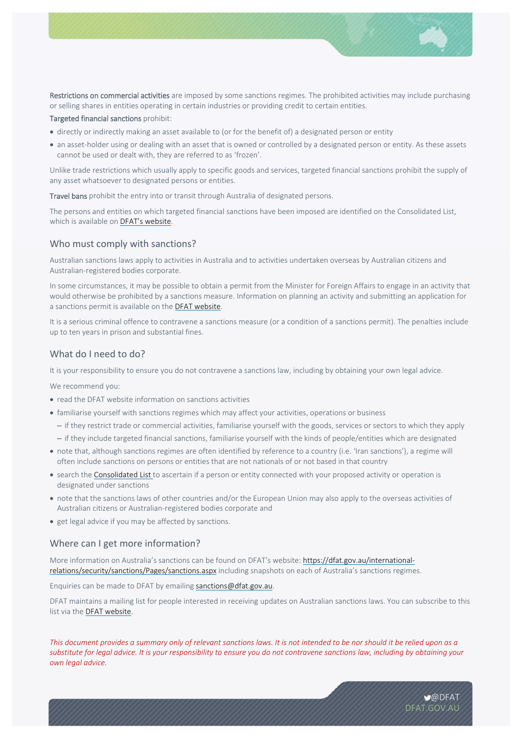**Restrictions on commercial activities** are imposed by some sanctions regimes. The prohibited activities may include purchasing or selling shares in entities operating in certain industries or providing credit to certain entities.

**Targeted financial sanctions** prohibit:

- directly or indirectly making an asset available to (or for the benefit of) a designated person or entity
- an asset-holder using or dealing with an asset that is owned or controlled by a designated person or entity. As these assets cannot be used or dealt with, they are referred to as 'frozen'.

Unlike trade restrictions which usually apply to specific goods and services, targeted financial sanctions prohibit the supply of any asset whatsoever to designated persons or entities.

**Travel bans** prohibit the entry into or transit through Australia of designated persons.

The persons and entities on which targeted financial sanctions have been imposed are identified on the Consolidated List, which is available on DFAT's website.

## Who must comply with sanctions?

Australian sanctions laws apply to activities in Australia and to activities undertaken overseas by Australian citizens and Australian-registered bodies corporate.

In some circumstances, it may be possible to obtain a permit from the Minister for Foreign Affairs to engage in an activity that would otherwise be prohibited by a sanctions measure. Information on planning an activity and submitting an application for a sanctions permit is available on the DFAT website.

It is a serious criminal offence to contravene a sanctions measure (or a condition of a sanctions permit). The penalties include up to ten years in prison and substantial fines.

## What do I need to do?

It is your responsibility to ensure you do not contravene a sanctions law, including by obtaining your own legal advice.

We recommend you:

- read the DFAT website information on sanctions activities
- familiarise yourself with sanctions regimes which may affect your activities, operations or business
  - if they restrict trade or commercial activities, familiarise yourself with the goods, services or sectors to which they apply
  - if they include targeted financial sanctions, familiarise yourself with the kinds of people/entities which are designated
- note that, although sanctions regimes are often identified by reference to a country (i.e. 'Iran sanctions'), a regime will often include sanctions on persons or entities that are not nationals of or not based in that country
- search the Consolidated List to ascertain if a person or entity connected with your proposed activity or operation is designated under sanctions
- note that the sanctions laws of other countries and/or the European Union may also apply to the overseas activities of Australian citizens or Australian-registered bodies corporate and
- get legal advice if you may be affected by sanctions.

## Where can I get more information?

More information on Australia's sanctions can be found on DFAT's website: https://dfat.gov.au/international-relations/security/sanctions/Pages/sanctions.aspx including snapshots on each of Australia's sanctions regimes.

Enquiries can be made to DFAT by emailing sanctions@dfat.gov.au.

DFAT maintains a mailing list for people interested in receiving updates on Australian sanctions laws. You can subscribe to this list via the DFAT website.

*This document provides a summary only of relevant sanctions laws. It is not intended to be nor should it be relied upon as a substitute for legal advice. It is your responsibility to ensure you do not contravene sanctions law, including by obtaining your own legal advice.*

@DFAT
DFAT.GOV.AU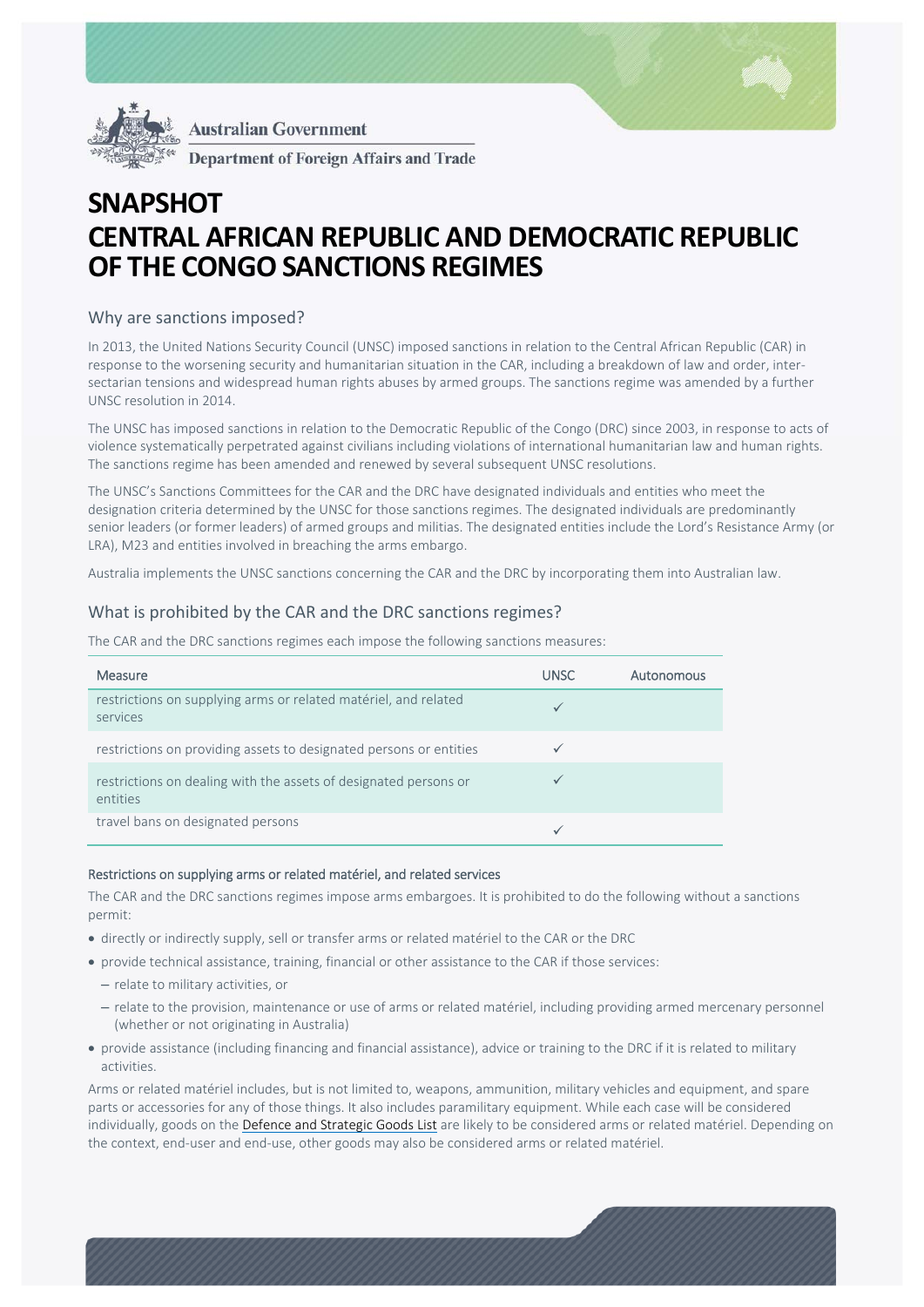Australian Government

Department of Foreign Affairs and Trade

# SNAPSHOT
# CENTRAL AFRICAN REPUBLIC AND DEMOCRATIC REPUBLIC OF THE CONGO SANCTIONS REGIMES

## Why are sanctions imposed?

In 2013, the United Nations Security Council (UNSC) imposed sanctions in relation to the Central African Republic (CAR) in response to the worsening security and humanitarian situation in the CAR, including a breakdown of law and order, inter-sectarian tensions and widespread human rights abuses by armed groups. The sanctions regime was amended by a further UNSC resolution in 2014.

The UNSC has imposed sanctions in relation to the Democratic Republic of the Congo (DRC) since 2003, in response to acts of violence systematically perpetrated against civilians including violations of international humanitarian law and human rights. The sanctions regime has been amended and renewed by several subsequent UNSC resolutions.

The UNSC's Sanctions Committees for the CAR and the DRC have designated individuals and entities who meet the designation criteria determined by the UNSC for those sanctions regimes. The designated individuals are predominantly senior leaders (or former leaders) of armed groups and militias. The designated entities include the Lord's Resistance Army (or LRA), M23 and entities involved in breaching the arms embargo.

Australia implements the UNSC sanctions concerning the CAR and the DRC by incorporating them into Australian law.

## What is prohibited by the CAR and the DRC sanctions regimes?

The CAR and the DRC sanctions regimes each impose the following sanctions measures:

| Measure | UNSC | Autonomous |
|---|---|---|
| restrictions on supplying arms or related matériel, and related services | ✓ | |
| restrictions on providing assets to designated persons or entities | ✓ | |
| restrictions on dealing with the assets of designated persons or entities | ✓ | |
| travel bans on designated persons | ✓ | |

#### Restrictions on supplying arms or related matériel, and related services

The CAR and the DRC sanctions regimes impose arms embargoes. It is prohibited to do the following without a sanctions permit:

- directly or indirectly supply, sell or transfer arms or related matériel to the CAR or the DRC
- provide technical assistance, training, financial or other assistance to the CAR if those services:
  - relate to military activities, or
  - relate to the provision, maintenance or use of arms or related matériel, including providing armed mercenary personnel (whether or not originating in Australia)
- provide assistance (including financing and financial assistance), advice or training to the DRC if it is related to military activities.

Arms or related matériel includes, but is not limited to, weapons, ammunition, military vehicles and equipment, and spare parts or accessories for any of those things. It also includes paramilitary equipment. While each case will be considered individually, goods on the Defence and Strategic Goods List are likely to be considered arms or related matériel. Depending on the context, end-user and end-use, other goods may also be considered arms or related matériel.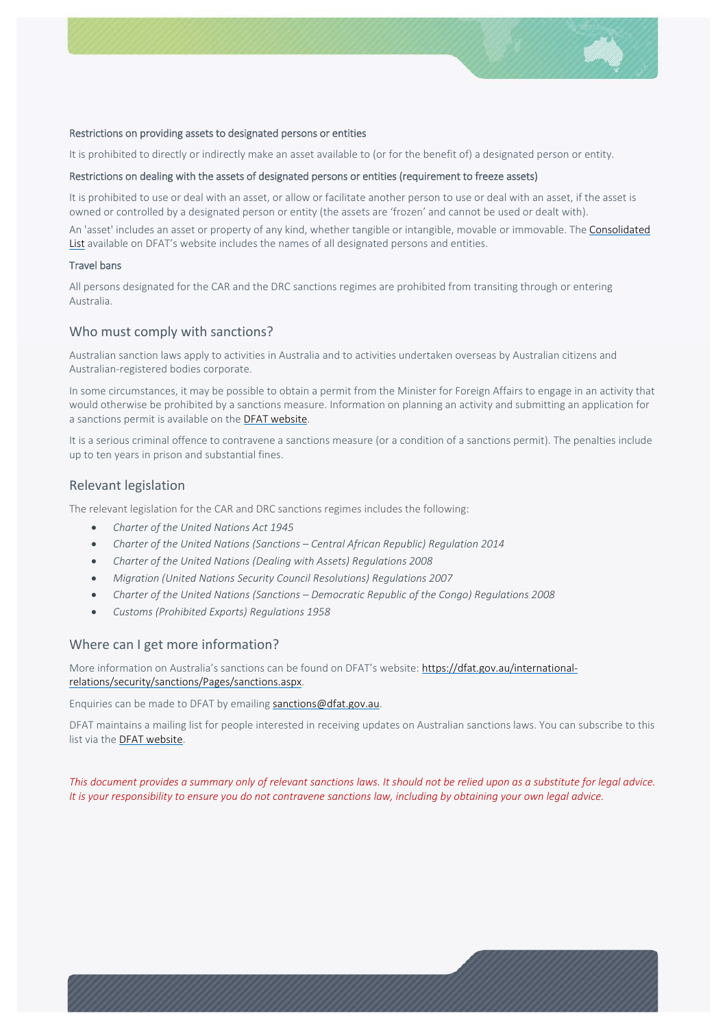### Restrictions on providing assets to designated persons or entities

It is prohibited to directly or indirectly make an asset available to (or for the benefit of) a designated person or entity.

### Restrictions on dealing with the assets of designated persons or entities (requirement to freeze assets)

It is prohibited to use or deal with an asset, or allow or facilitate another person to use or deal with an asset, if the asset is owned or controlled by a designated person or entity (the assets are 'frozen' and cannot be used or dealt with).

An 'asset' includes an asset or property of any kind, whether tangible or intangible, movable or immovable. The [Consolidated List]() available on DFAT's website includes the names of all designated persons and entities.

### Travel bans

All persons designated for the CAR and the DRC sanctions regimes are prohibited from transiting through or entering Australia.

## Who must comply with sanctions?

Australian sanction laws apply to activities in Australia and to activities undertaken overseas by Australian citizens and Australian-registered bodies corporate.

In some circumstances, it may be possible to obtain a permit from the Minister for Foreign Affairs to engage in an activity that would otherwise be prohibited by a sanctions measure. Information on planning an activity and submitting an application for a sanctions permit is available on the [DFAT website]().

It is a serious criminal offence to contravene a sanctions measure (or a condition of a sanctions permit). The penalties include up to ten years in prison and substantial fines.

## Relevant legislation

The relevant legislation for the CAR and DRC sanctions regimes includes the following:

- *Charter of the United Nations Act 1945*
- *Charter of the United Nations (Sanctions – Central African Republic) Regulation 2014*
- *Charter of the United Nations (Dealing with Assets) Regulations 2008*
- *Migration (United Nations Security Council Resolutions) Regulations 2007*
- *Charter of the United Nations (Sanctions – Democratic Republic of the Congo) Regulations 2008*
- *Customs (Prohibited Exports) Regulations 1958*

## Where can I get more information?

More information on Australia's sanctions can be found on DFAT's website: https://dfat.gov.au/international-relations/security/sanctions/Pages/sanctions.aspx.

Enquiries can be made to DFAT by emailing sanctions@dfat.gov.au.

DFAT maintains a mailing list for people interested in receiving updates on Australian sanctions laws. You can subscribe to this list via the [DFAT website]().

*This document provides a summary only of relevant sanctions laws. It should not be relied upon as a substitute for legal advice. It is your responsibility to ensure you do not contravene sanctions law, including by obtaining your own legal advice.*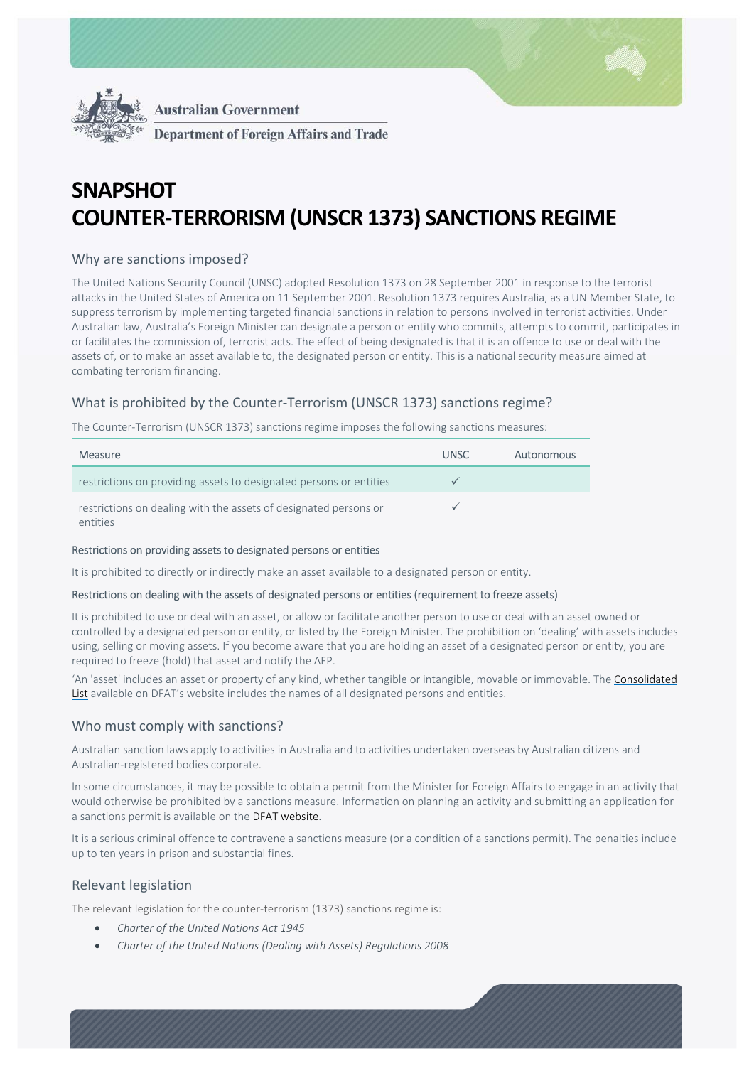Australian Government

Department of Foreign Affairs and Trade

# SNAPSHOT
# COUNTER-TERRORISM (UNSCR 1373) SANCTIONS REGIME

## Why are sanctions imposed?

The United Nations Security Council (UNSC) adopted Resolution 1373 on 28 September 2001 in response to the terrorist attacks in the United States of America on 11 September 2001. Resolution 1373 requires Australia, as a UN Member State, to suppress terrorism by implementing targeted financial sanctions in relation to persons involved in terrorist activities. Under Australian law, Australia's Foreign Minister can designate a person or entity who commits, attempts to commit, participates in or facilitates the commission of, terrorist acts. The effect of being designated is that it is an offence to use or deal with the assets of, or to make an asset available to, the designated person or entity. This is a national security measure aimed at combating terrorism financing.

## What is prohibited by the Counter-Terrorism (UNSCR 1373) sanctions regime?

The Counter-Terrorism (UNSCR 1373) sanctions regime imposes the following sanctions measures:

| Measure | UNSC | Autonomous |
|---|---|---|
| restrictions on providing assets to designated persons or entities | ✓ | |
| restrictions on dealing with the assets of designated persons or entities | ✓ | |

#### Restrictions on providing assets to designated persons or entities

It is prohibited to directly or indirectly make an asset available to a designated person or entity.

#### Restrictions on dealing with the assets of designated persons or entities (requirement to freeze assets)

It is prohibited to use or deal with an asset, or allow or facilitate another person to use or deal with an asset owned or controlled by a designated person or entity, or listed by the Foreign Minister. The prohibition on 'dealing' with assets includes using, selling or moving assets. If you become aware that you are holding an asset of a designated person or entity, you are required to freeze (hold) that asset and notify the AFP.

'An 'asset' includes an asset or property of any kind, whether tangible or intangible, movable or immovable. The Consolidated List available on DFAT's website includes the names of all designated persons and entities.

## Who must comply with sanctions?

Australian sanction laws apply to activities in Australia and to activities undertaken overseas by Australian citizens and Australian-registered bodies corporate.

In some circumstances, it may be possible to obtain a permit from the Minister for Foreign Affairs to engage in an activity that would otherwise be prohibited by a sanctions measure. Information on planning an activity and submitting an application for a sanctions permit is available on the DFAT website.

It is a serious criminal offence to contravene a sanctions measure (or a condition of a sanctions permit). The penalties include up to ten years in prison and substantial fines.

## Relevant legislation

The relevant legislation for the counter-terrorism (1373) sanctions regime is:

- *Charter of the United Nations Act 1945*
- *Charter of the United Nations (Dealing with Assets) Regulations 2008*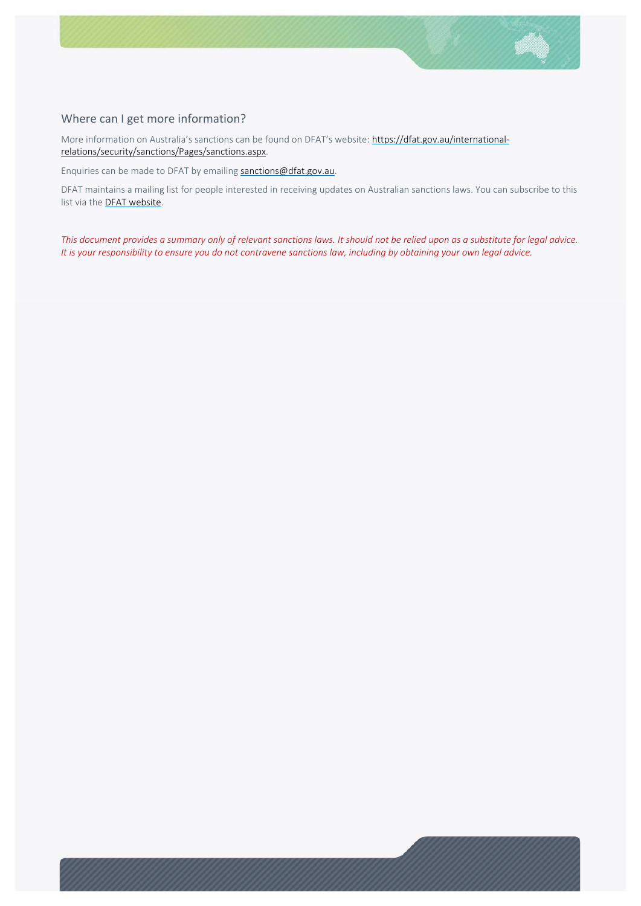## Where can I get more information?

More information on Australia's sanctions can be found on DFAT's website: [https://dfat.gov.au/international-relations/security/sanctions/Pages/sanctions.aspx](https://dfat.gov.au/international-relations/security/sanctions/Pages/sanctions.aspx).

Enquiries can be made to DFAT by emailing [sanctions@dfat.gov.au](mailto:sanctions@dfat.gov.au).

DFAT maintains a mailing list for people interested in receiving updates on Australian sanctions laws. You can subscribe to this list via the DFAT website.

*This document provides a summary only of relevant sanctions laws. It should not be relied upon as a substitute for legal advice. It is your responsibility to ensure you do not contravene sanctions law, including by obtaining your own legal advice.*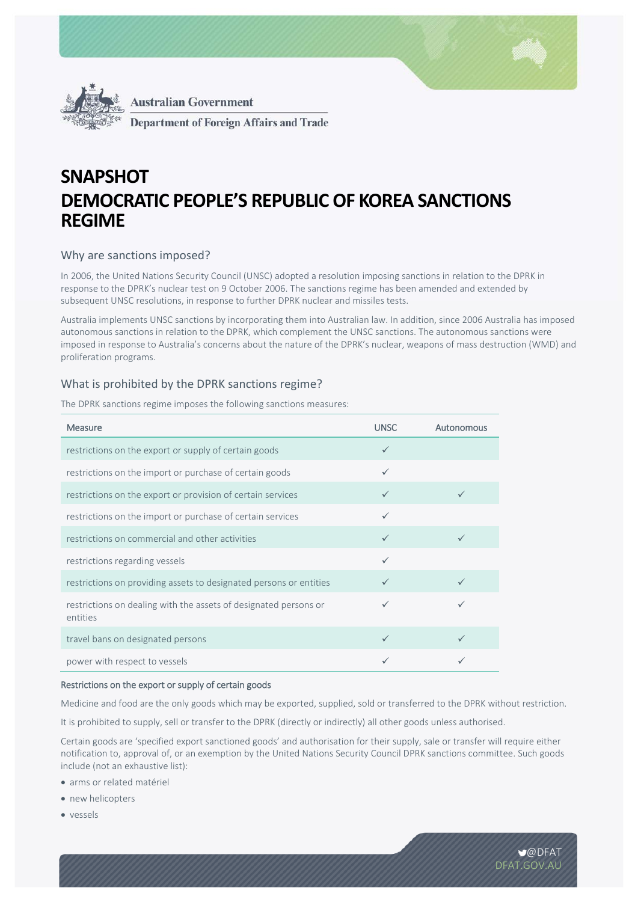Australian Government

Department of Foreign Affairs and Trade

# SNAPSHOT
# DEMOCRATIC PEOPLE'S REPUBLIC OF KOREA SANCTIONS REGIME

## Why are sanctions imposed?

In 2006, the United Nations Security Council (UNSC) adopted a resolution imposing sanctions in relation to the DPRK in response to the DPRK's nuclear test on 9 October 2006. The sanctions regime has been amended and extended by subsequent UNSC resolutions, in response to further DPRK nuclear and missiles tests.

Australia implements UNSC sanctions by incorporating them into Australian law. In addition, since 2006 Australia has imposed autonomous sanctions in relation to the DPRK, which complement the UNSC sanctions. The autonomous sanctions were imposed in response to Australia's concerns about the nature of the DPRK's nuclear, weapons of mass destruction (WMD) and proliferation programs.

## What is prohibited by the DPRK sanctions regime?

The DPRK sanctions regime imposes the following sanctions measures:

| Measure | UNSC | Autonomous |
|---|---|---|
| restrictions on the export or supply of certain goods | ✓ | |
| restrictions on the import or purchase of certain goods | ✓ | |
| restrictions on the export or provision of certain services | ✓ | ✓ |
| restrictions on the import or purchase of certain services | ✓ | |
| restrictions on commercial and other activities | ✓ | ✓ |
| restrictions regarding vessels | ✓ | |
| restrictions on providing assets to designated persons or entities | ✓ | ✓ |
| restrictions on dealing with the assets of designated persons or entities | ✓ | ✓ |
| travel bans on designated persons | ✓ | ✓ |
| power with respect to vessels | ✓ | ✓ |

### Restrictions on the export or supply of certain goods

Medicine and food are the only goods which may be exported, supplied, sold or transferred to the DPRK without restriction.

It is prohibited to supply, sell or transfer to the DPRK (directly or indirectly) all other goods unless authorised.

Certain goods are 'specified export sanctioned goods' and authorisation for their supply, sale or transfer will require either notification to, approval of, or an exemption by the United Nations Security Council DPRK sanctions committee. Such goods include (not an exhaustive list):

- arms or related matériel
- new helicopters
- vessels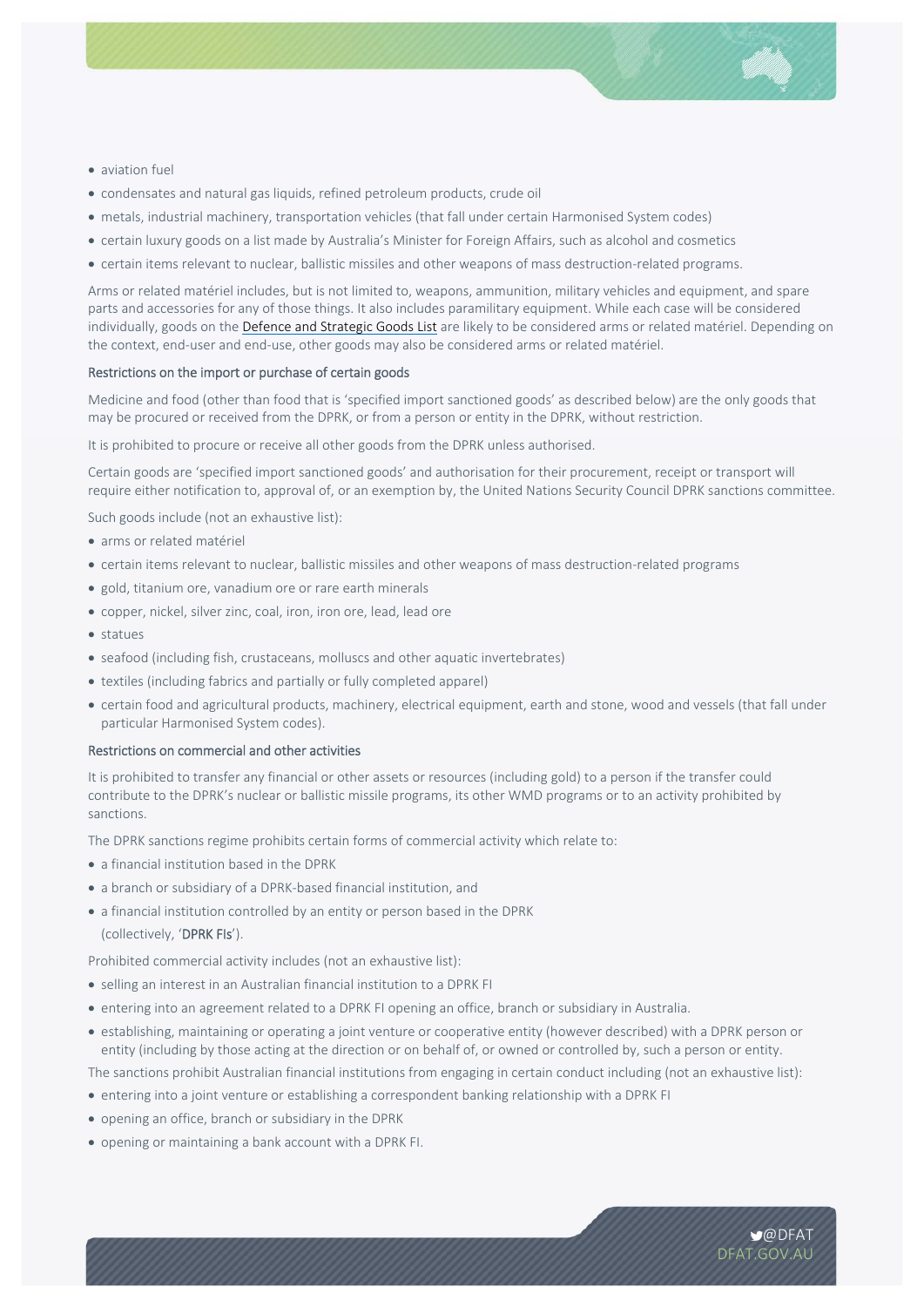- aviation fuel
- condensates and natural gas liquids, refined petroleum products, crude oil
- metals, industrial machinery, transportation vehicles (that fall under certain Harmonised System codes)
- certain luxury goods on a list made by Australia's Minister for Foreign Affairs, such as alcohol and cosmetics
- certain items relevant to nuclear, ballistic missiles and other weapons of mass destruction-related programs.

Arms or related matériel includes, but is not limited to, weapons, ammunition, military vehicles and equipment, and spare parts and accessories for any of those things. It also includes paramilitary equipment. While each case will be considered individually, goods on the Defence and Strategic Goods List are likely to be considered arms or related matériel. Depending on the context, end-user and end-use, other goods may also be considered arms or related matériel.

### Restrictions on the import or purchase of certain goods

Medicine and food (other than food that is 'specified import sanctioned goods' as described below) are the only goods that may be procured or received from the DPRK, or from a person or entity in the DPRK, without restriction.

It is prohibited to procure or receive all other goods from the DPRK unless authorised.

Certain goods are 'specified import sanctioned goods' and authorisation for their procurement, receipt or transport will require either notification to, approval of, or an exemption by, the United Nations Security Council DPRK sanctions committee.

Such goods include (not an exhaustive list):

- arms or related matériel
- certain items relevant to nuclear, ballistic missiles and other weapons of mass destruction-related programs
- gold, titanium ore, vanadium ore or rare earth minerals
- copper, nickel, silver zinc, coal, iron, iron ore, lead, lead ore
- statues
- seafood (including fish, crustaceans, molluscs and other aquatic invertebrates)
- textiles (including fabrics and partially or fully completed apparel)
- certain food and agricultural products, machinery, electrical equipment, earth and stone, wood and vessels (that fall under particular Harmonised System codes).

### Restrictions on commercial and other activities

It is prohibited to transfer any financial or other assets or resources (including gold) to a person if the transfer could contribute to the DPRK's nuclear or ballistic missile programs, its other WMD programs or to an activity prohibited by sanctions.

The DPRK sanctions regime prohibits certain forms of commercial activity which relate to:

- a financial institution based in the DPRK
- a branch or subsidiary of a DPRK-based financial institution, and
- a financial institution controlled by an entity or person based in the DPRK

  (collectively, '**DPRK FIs**').

Prohibited commercial activity includes (not an exhaustive list):

- selling an interest in an Australian financial institution to a DPRK FI
- entering into an agreement related to a DPRK FI opening an office, branch or subsidiary in Australia.
- establishing, maintaining or operating a joint venture or cooperative entity (however described) with a DPRK person or entity (including by those acting at the direction or on behalf of, or owned or controlled by, such a person or entity.

The sanctions prohibit Australian financial institutions from engaging in certain conduct including (not an exhaustive list):

- entering into a joint venture or establishing a correspondent banking relationship with a DPRK FI
- opening an office, branch or subsidiary in the DPRK
- opening or maintaining a bank account with a DPRK FI.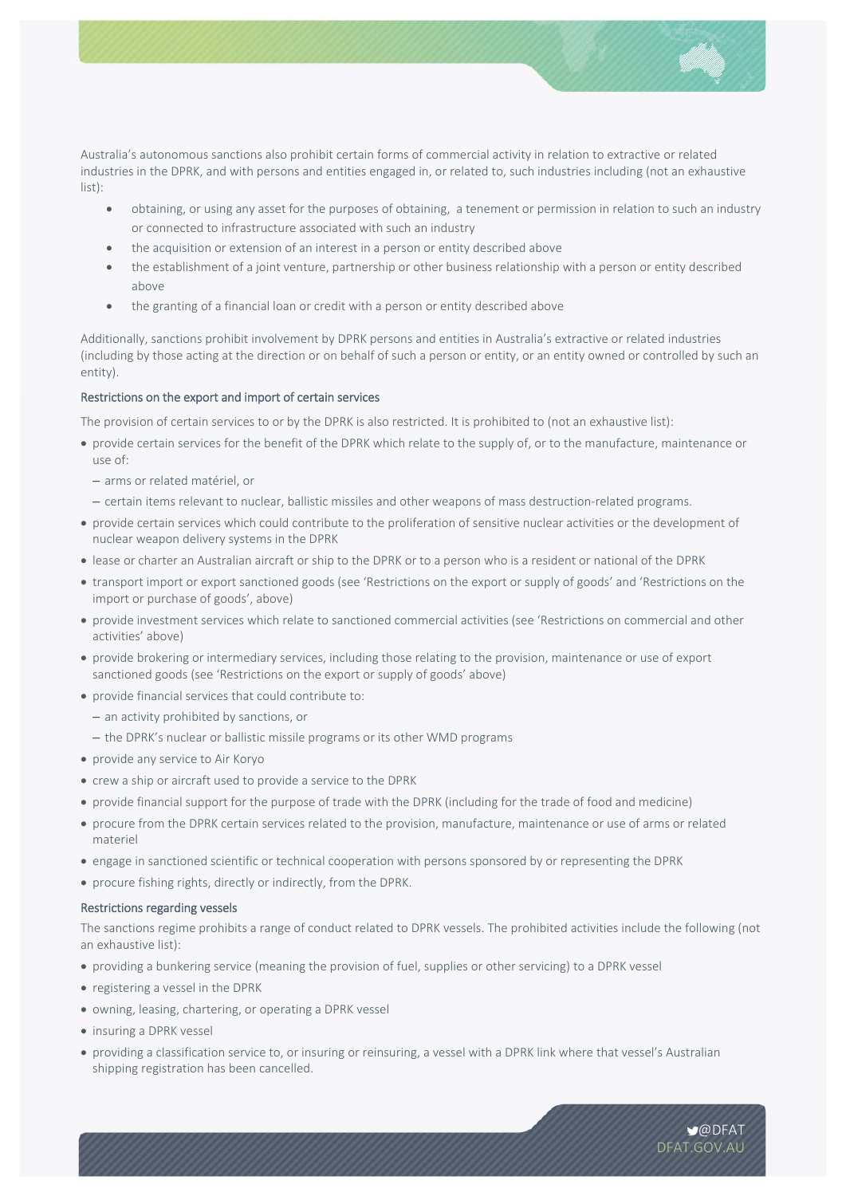Australia's autonomous sanctions also prohibit certain forms of commercial activity in relation to extractive or related industries in the DPRK, and with persons and entities engaged in, or related to, such industries including (not an exhaustive list):

- obtaining, or using any asset for the purposes of obtaining, a tenement or permission in relation to such an industry or connected to infrastructure associated with such an industry
- the acquisition or extension of an interest in a person or entity described above
- the establishment of a joint venture, partnership or other business relationship with a person or entity described above
- the granting of a financial loan or credit with a person or entity described above

Additionally, sanctions prohibit involvement by DPRK persons and entities in Australia's extractive or related industries (including by those acting at the direction or on behalf of such a person or entity, or an entity owned or controlled by such an entity).

#### Restrictions on the export and import of certain services

The provision of certain services to or by the DPRK is also restricted. It is prohibited to (not an exhaustive list):

- provide certain services for the benefit of the DPRK which relate to the supply of, or to the manufacture, maintenance or use of:
  - arms or related matériel, or
  - certain items relevant to nuclear, ballistic missiles and other weapons of mass destruction-related programs.
- provide certain services which could contribute to the proliferation of sensitive nuclear activities or the development of nuclear weapon delivery systems in the DPRK
- lease or charter an Australian aircraft or ship to the DPRK or to a person who is a resident or national of the DPRK
- transport import or export sanctioned goods (see 'Restrictions on the export or supply of goods' and 'Restrictions on the import or purchase of goods', above)
- provide investment services which relate to sanctioned commercial activities (see 'Restrictions on commercial and other activities' above)
- provide brokering or intermediary services, including those relating to the provision, maintenance or use of export sanctioned goods (see 'Restrictions on the export or supply of goods' above)
- provide financial services that could contribute to:
  - an activity prohibited by sanctions, or
  - the DPRK's nuclear or ballistic missile programs or its other WMD programs
- provide any service to Air Koryo
- crew a ship or aircraft used to provide a service to the DPRK
- provide financial support for the purpose of trade with the DPRK (including for the trade of food and medicine)
- procure from the DPRK certain services related to the provision, manufacture, maintenance or use of arms or related materiel
- engage in sanctioned scientific or technical cooperation with persons sponsored by or representing the DPRK
- procure fishing rights, directly or indirectly, from the DPRK.

#### Restrictions regarding vessels

The sanctions regime prohibits a range of conduct related to DPRK vessels. The prohibited activities include the following (not an exhaustive list):

- providing a bunkering service (meaning the provision of fuel, supplies or other servicing) to a DPRK vessel
- registering a vessel in the DPRK
- owning, leasing, chartering, or operating a DPRK vessel
- insuring a DPRK vessel
- providing a classification service to, or insuring or reinsuring, a vessel with a DPRK link where that vessel's Australian shipping registration has been cancelled.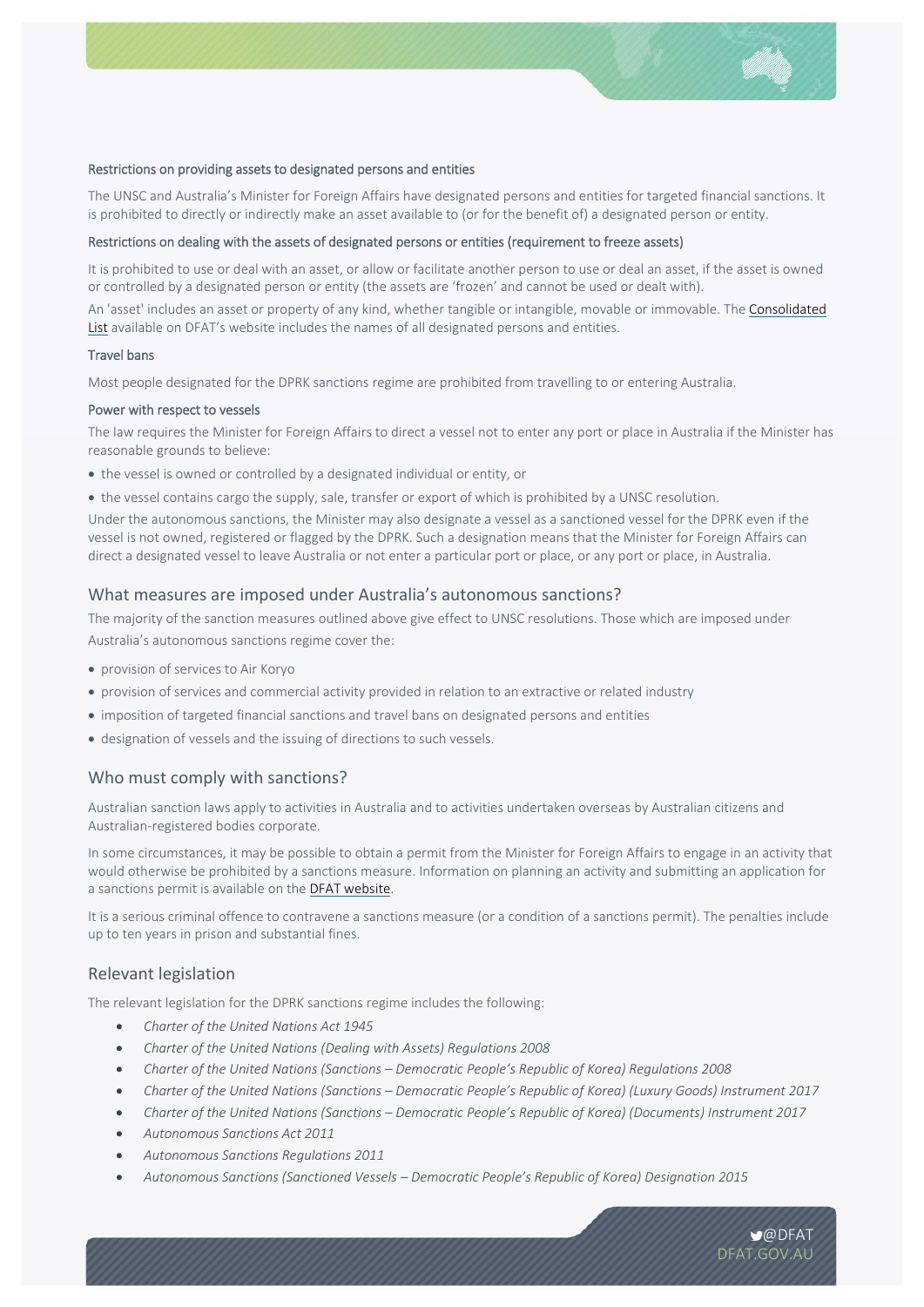### Restrictions on providing assets to designated persons and entities

The UNSC and Australia's Minister for Foreign Affairs have designated persons and entities for targeted financial sanctions. It is prohibited to directly or indirectly make an asset available to (or for the benefit of) a designated person or entity.

### Restrictions on dealing with the assets of designated persons or entities (requirement to freeze assets)

It is prohibited to use or deal with an asset, or allow or facilitate another person to use or deal an asset, if the asset is owned or controlled by a designated person or entity (the assets are 'frozen' and cannot be used or dealt with).

An 'asset' includes an asset or property of any kind, whether tangible or intangible, movable or immovable. The Consolidated List available on DFAT's website includes the names of all designated persons and entities.

### Travel bans

Most people designated for the DPRK sanctions regime are prohibited from travelling to or entering Australia.

### Power with respect to vessels

The law requires the Minister for Foreign Affairs to direct a vessel not to enter any port or place in Australia if the Minister has reasonable grounds to believe:

- the vessel is owned or controlled by a designated individual or entity, or
- the vessel contains cargo the supply, sale, transfer or export of which is prohibited by a UNSC resolution.

Under the autonomous sanctions, the Minister may also designate a vessel as a sanctioned vessel for the DPRK even if the vessel is not owned, registered or flagged by the DPRK. Such a designation means that the Minister for Foreign Affairs can direct a designated vessel to leave Australia or not enter a particular port or place, or any port or place, in Australia.

## What measures are imposed under Australia's autonomous sanctions?

The majority of the sanction measures outlined above give effect to UNSC resolutions. Those which are imposed under Australia's autonomous sanctions regime cover the:

- provision of services to Air Koryo
- provision of services and commercial activity provided in relation to an extractive or related industry
- imposition of targeted financial sanctions and travel bans on designated persons and entities
- designation of vessels and the issuing of directions to such vessels.

## Who must comply with sanctions?

Australian sanction laws apply to activities in Australia and to activities undertaken overseas by Australian citizens and Australian-registered bodies corporate.

In some circumstances, it may be possible to obtain a permit from the Minister for Foreign Affairs to engage in an activity that would otherwise be prohibited by a sanctions measure. Information on planning an activity and submitting an application for a sanctions permit is available on the DFAT website.

It is a serious criminal offence to contravene a sanctions measure (or a condition of a sanctions permit). The penalties include up to ten years in prison and substantial fines.

## Relevant legislation

The relevant legislation for the DPRK sanctions regime includes the following:

- *Charter of the United Nations Act 1945*
- *Charter of the United Nations (Dealing with Assets) Regulations 2008*
- *Charter of the United Nations (Sanctions – Democratic People's Republic of Korea) Regulations 2008*
- *Charter of the United Nations (Sanctions – Democratic People's Republic of Korea) (Luxury Goods) Instrument 2017*
- *Charter of the United Nations (Sanctions – Democratic People's Republic of Korea) (Documents) Instrument 2017*
- *Autonomous Sanctions Act 2011*
- *Autonomous Sanctions Regulations 2011*
- *Autonomous Sanctions (Sanctioned Vessels – Democratic People's Republic of Korea) Designation 2015*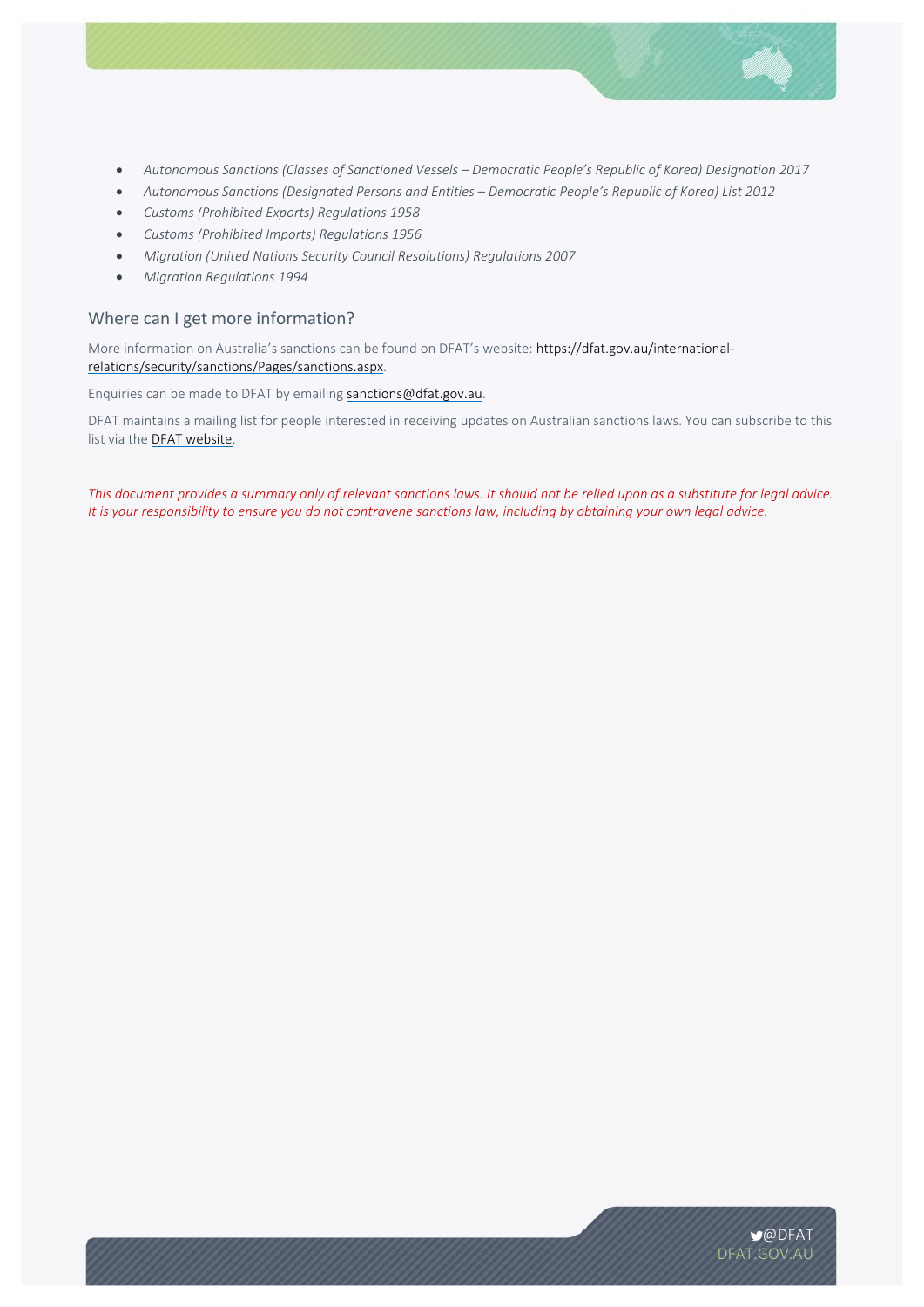- *Autonomous Sanctions (Classes of Sanctioned Vessels – Democratic People's Republic of Korea) Designation 2017*
- *Autonomous Sanctions (Designated Persons and Entities – Democratic People's Republic of Korea) List 2012*
- *Customs (Prohibited Exports) Regulations 1958*
- *Customs (Prohibited Imports) Regulations 1956*
- *Migration (United Nations Security Council Resolutions) Regulations 2007*
- *Migration Regulations 1994*

## Where can I get more information?

More information on Australia's sanctions can be found on DFAT's website: [https://dfat.gov.au/international-relations/security/sanctions/Pages/sanctions.aspx](https://dfat.gov.au/international-relations/security/sanctions/Pages/sanctions.aspx).

Enquiries can be made to DFAT by emailing sanctions@dfat.gov.au.

DFAT maintains a mailing list for people interested in receiving updates on Australian sanctions laws. You can subscribe to this list via the DFAT website.

*This document provides a summary only of relevant sanctions laws. It should not be relied upon as a substitute for legal advice. It is your responsibility to ensure you do not contravene sanctions law, including by obtaining your own legal advice.*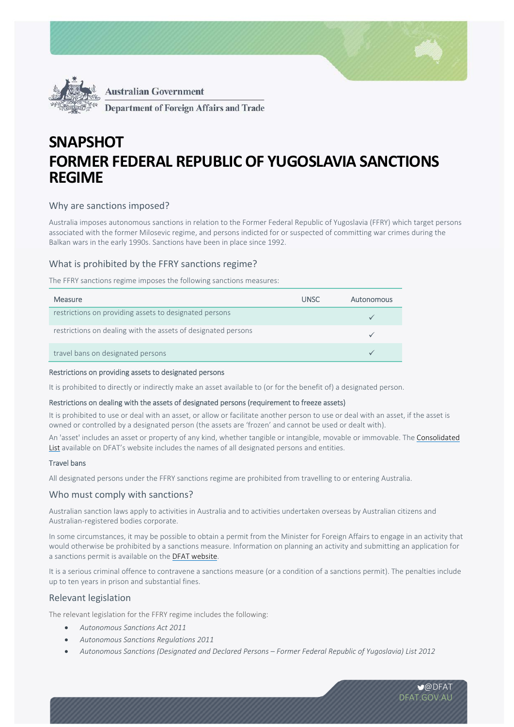Australian Government

Department of Foreign Affairs and Trade

# SNAPSHOT
# FORMER FEDERAL REPUBLIC OF YUGOSLAVIA SANCTIONS REGIME

## Why are sanctions imposed?

Australia imposes autonomous sanctions in relation to the Former Federal Republic of Yugoslavia (FFRY) which target persons associated with the former Milosevic regime, and persons indicted for or suspected of committing war crimes during the Balkan wars in the early 1990s. Sanctions have been in place since 1992.

## What is prohibited by the FFRY sanctions regime?

The FFRY sanctions regime imposes the following sanctions measures:

| Measure | UNSC | Autonomous |
|---|---|---|
| restrictions on providing assets to designated persons | | ✓ |
| restrictions on dealing with the assets of designated persons | | ✓ |
| travel bans on designated persons | | ✓ |

### Restrictions on providing assets to designated persons

It is prohibited to directly or indirectly make an asset available to (or for the benefit of) a designated person.

### Restrictions on dealing with the assets of designated persons (requirement to freeze assets)

It is prohibited to use or deal with an asset, or allow or facilitate another person to use or deal with an asset, if the asset is owned or controlled by a designated person (the assets are 'frozen' and cannot be used or dealt with).

An 'asset' includes an asset or property of any kind, whether tangible or intangible, movable or immovable. The Consolidated List available on DFAT's website includes the names of all designated persons and entities.

### Travel bans

All designated persons under the FFRY sanctions regime are prohibited from travelling to or entering Australia.

## Who must comply with sanctions?

Australian sanction laws apply to activities in Australia and to activities undertaken overseas by Australian citizens and Australian-registered bodies corporate.

In some circumstances, it may be possible to obtain a permit from the Minister for Foreign Affairs to engage in an activity that would otherwise be prohibited by a sanctions measure. Information on planning an activity and submitting an application for a sanctions permit is available on the DFAT website.

It is a serious criminal offence to contravene a sanctions measure (or a condition of a sanctions permit). The penalties include up to ten years in prison and substantial fines.

## Relevant legislation

The relevant legislation for the FFRY regime includes the following:

- *Autonomous Sanctions Act 2011*
- *Autonomous Sanctions Regulations 2011*
- *Autonomous Sanctions (Designated and Declared Persons – Former Federal Republic of Yugoslavia) List 2012*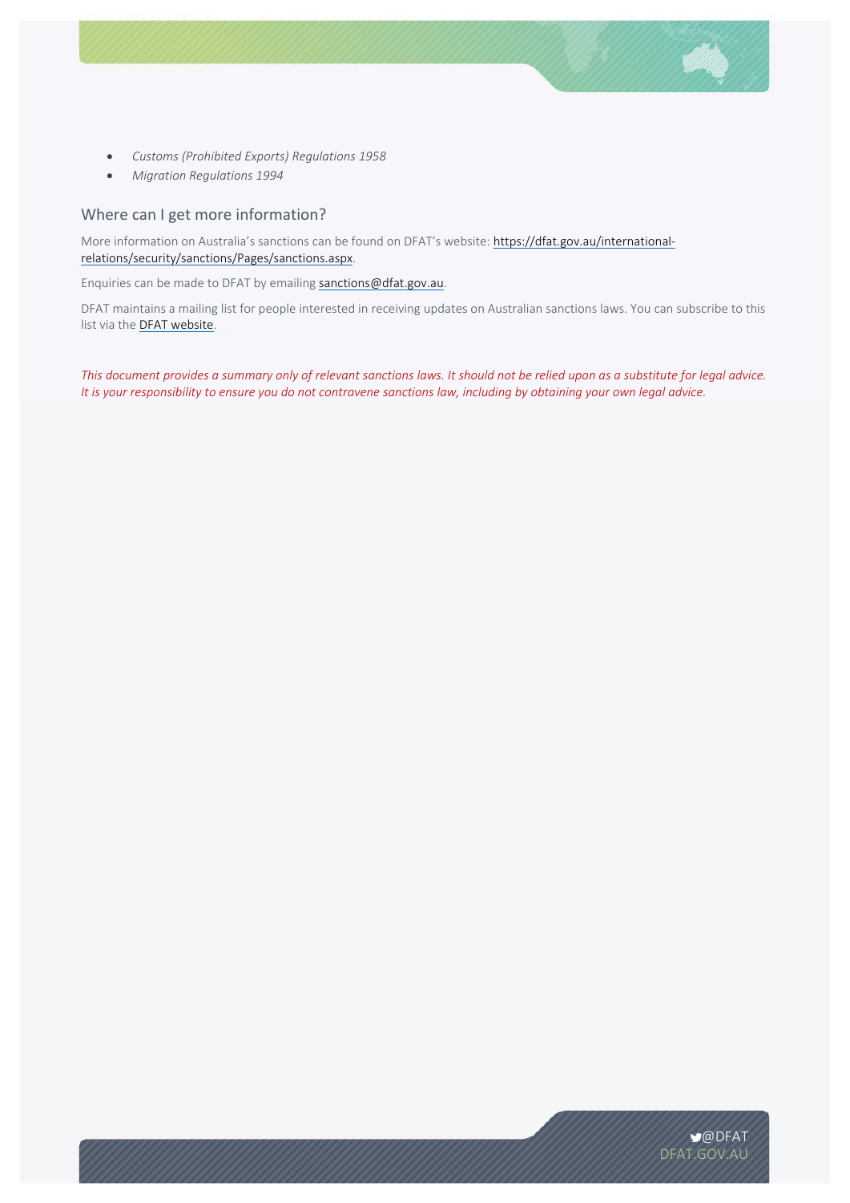- *Customs (Prohibited Exports) Regulations 1958*
- *Migration Regulations 1994*

## Where can I get more information?

More information on Australia's sanctions can be found on DFAT's website: https://dfat.gov.au/international-relations/security/sanctions/Pages/sanctions.aspx.

Enquiries can be made to DFAT by emailing sanctions@dfat.gov.au.

DFAT maintains a mailing list for people interested in receiving updates on Australian sanctions laws. You can subscribe to this list via the DFAT website.

*This document provides a summary only of relevant sanctions laws. It should not be relied upon as a substitute for legal advice. It is your responsibility to ensure you do not contravene sanctions law, including by obtaining your own legal advice.*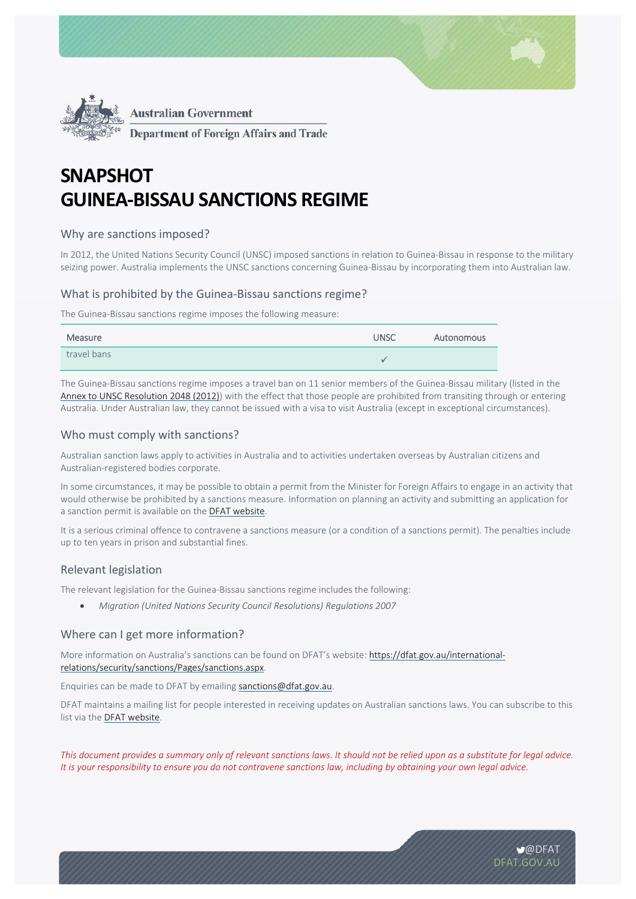Australian Government

Department of Foreign Affairs and Trade

# SNAPSHOT
# GUINEA-BISSAU SANCTIONS REGIME

## Why are sanctions imposed?

In 2012, the United Nations Security Council (UNSC) imposed sanctions in relation to Guinea-Bissau in response to the military seizing power. Australia implements the UNSC sanctions concerning Guinea-Bissau by incorporating them into Australian law.

## What is prohibited by the Guinea-Bissau sanctions regime?

The Guinea-Bissau sanctions regime imposes the following measure:

| Measure | UNSC | Autonomous |
|---|---|---|
| travel bans | ✓ | |

The Guinea-Bissau sanctions regime imposes a travel ban on 11 senior members of the Guinea-Bissau military (listed in the Annex to UNSC Resolution 2048 (2012)) with the effect that those people are prohibited from transiting through or entering Australia. Under Australian law, they cannot be issued with a visa to visit Australia (except in exceptional circumstances).

## Who must comply with sanctions?

Australian sanction laws apply to activities in Australia and to activities undertaken overseas by Australian citizens and Australian-registered bodies corporate.

In some circumstances, it may be possible to obtain a permit from the Minister for Foreign Affairs to engage in an activity that would otherwise be prohibited by a sanctions measure. Information on planning an activity and submitting an application for a sanction permit is available on the DFAT website.

It is a serious criminal offence to contravene a sanctions measure (or a condition of a sanctions permit). The penalties include up to ten years in prison and substantial fines.

## Relevant legislation

The relevant legislation for the Guinea-Bissau sanctions regime includes the following:

- *Migration (United Nations Security Council Resolutions) Regulations 2007*

## Where can I get more information?

More information on Australia's sanctions can be found on DFAT's website: https://dfat.gov.au/international-relations/security/sanctions/Pages/sanctions.aspx.

Enquiries can be made to DFAT by emailing sanctions@dfat.gov.au.

DFAT maintains a mailing list for people interested in receiving updates on Australian sanctions laws. You can subscribe to this list via the DFAT website.

*This document provides a summary only of relevant sanctions laws. It should not be relied upon as a substitute for legal advice. It is your responsibility to ensure you do not contravene sanctions law, including by obtaining your own legal advice.*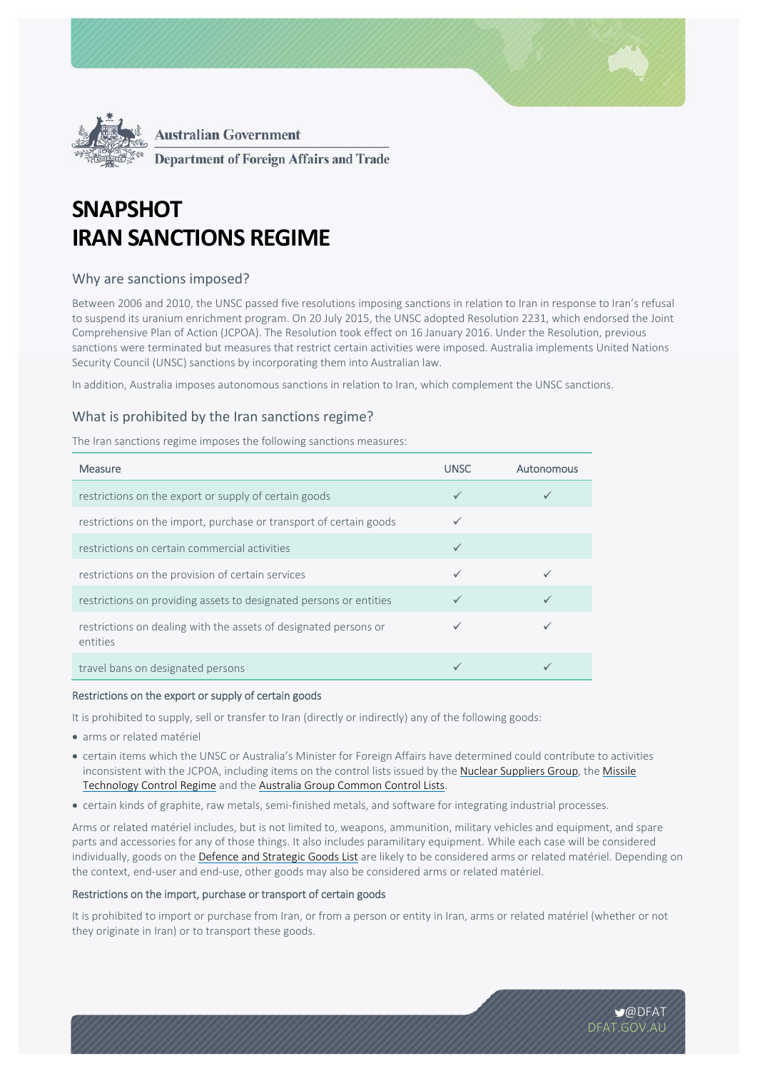Australian Government

Department of Foreign Affairs and Trade

# SNAPSHOT
# IRAN SANCTIONS REGIME

## Why are sanctions imposed?

Between 2006 and 2010, the UNSC passed five resolutions imposing sanctions in relation to Iran in response to Iran's refusal to suspend its uranium enrichment program. On 20 July 2015, the UNSC adopted Resolution 2231, which endorsed the Joint Comprehensive Plan of Action (JCPOA). The Resolution took effect on 16 January 2016. Under the Resolution, previous sanctions were terminated but measures that restrict certain activities were imposed. Australia implements United Nations Security Council (UNSC) sanctions by incorporating them into Australian law.

In addition, Australia imposes autonomous sanctions in relation to Iran, which complement the UNSC sanctions.

## What is prohibited by the Iran sanctions regime?

The Iran sanctions regime imposes the following sanctions measures:

| Measure | UNSC | Autonomous |
|---|---|---|
| restrictions on the export or supply of certain goods | ✓ | ✓ |
| restrictions on the import, purchase or transport of certain goods | ✓ | |
| restrictions on certain commercial activities | ✓ | |
| restrictions on the provision of certain services | ✓ | ✓ |
| restrictions on providing assets to designated persons or entities | ✓ | ✓ |
| restrictions on dealing with the assets of designated persons or entities | ✓ | ✓ |
| travel bans on designated persons | ✓ | ✓ |

### Restrictions on the export or supply of certain goods

It is prohibited to supply, sell or transfer to Iran (directly or indirectly) any of the following goods:

- arms or related matériel
- certain items which the UNSC or Australia's Minister for Foreign Affairs have determined could contribute to activities inconsistent with the JCPOA, including items on the control lists issued by the Nuclear Suppliers Group, the Missile Technology Control Regime and the Australia Group Common Control Lists.
- certain kinds of graphite, raw metals, semi-finished metals, and software for integrating industrial processes.

Arms or related matériel includes, but is not limited to, weapons, ammunition, military vehicles and equipment, and spare parts and accessories for any of those things. It also includes paramilitary equipment. While each case will be considered individually, goods on the Defence and Strategic Goods List are likely to be considered arms or related matériel. Depending on the context, end-user and end-use, other goods may also be considered arms or related matériel.

### Restrictions on the import, purchase or transport of certain goods

It is prohibited to import or purchase from Iran, or from a person or entity in Iran, arms or related matériel (whether or not they originate in Iran) or to transport these goods.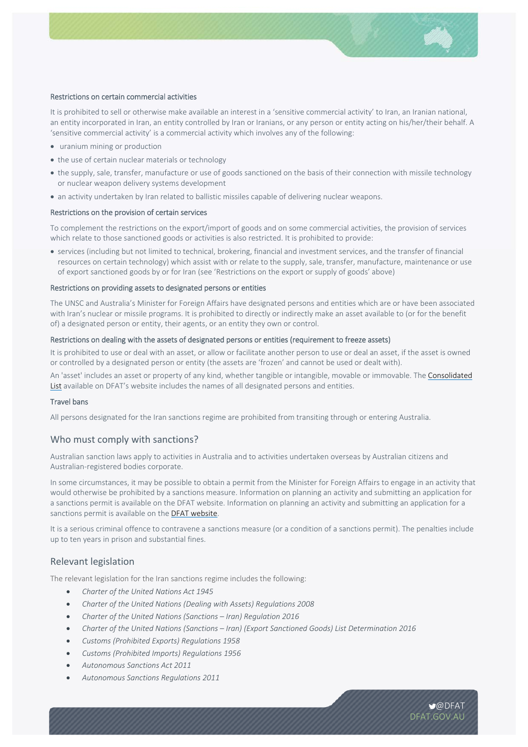### Restrictions on certain commercial activities

It is prohibited to sell or otherwise make available an interest in a 'sensitive commercial activity' to Iran, an Iranian national, an entity incorporated in Iran, an entity controlled by Iran or Iranians, or any person or entity acting on his/her/their behalf. A 'sensitive commercial activity' is a commercial activity which involves any of the following:

- uranium mining or production
- the use of certain nuclear materials or technology
- the supply, sale, transfer, manufacture or use of goods sanctioned on the basis of their connection with missile technology or nuclear weapon delivery systems development
- an activity undertaken by Iran related to ballistic missiles capable of delivering nuclear weapons.

### Restrictions on the provision of certain services

To complement the restrictions on the export/import of goods and on some commercial activities, the provision of services which relate to those sanctioned goods or activities is also restricted. It is prohibited to provide:

- services (including but not limited to technical, brokering, financial and investment services, and the transfer of financial resources on certain technology) which assist with or relate to the supply, sale, transfer, manufacture, maintenance or use of export sanctioned goods by or for Iran (see 'Restrictions on the export or supply of goods' above)

### Restrictions on providing assets to designated persons or entities

The UNSC and Australia's Minister for Foreign Affairs have designated persons and entities which are or have been associated with Iran's nuclear or missile programs. It is prohibited to directly or indirectly make an asset available to (or for the benefit of) a designated person or entity, their agents, or an entity they own or control.

### Restrictions on dealing with the assets of designated persons or entities (requirement to freeze assets)

It is prohibited to use or deal with an asset, or allow or facilitate another person to use or deal an asset, if the asset is owned or controlled by a designated person or entity (the assets are 'frozen' and cannot be used or dealt with).

An 'asset' includes an asset or property of any kind, whether tangible or intangible, movable or immovable. The Consolidated List available on DFAT's website includes the names of all designated persons and entities.

### Travel bans

All persons designated for the Iran sanctions regime are prohibited from transiting through or entering Australia.

## Who must comply with sanctions?

Australian sanction laws apply to activities in Australia and to activities undertaken overseas by Australian citizens and Australian-registered bodies corporate.

In some circumstances, it may be possible to obtain a permit from the Minister for Foreign Affairs to engage in an activity that would otherwise be prohibited by a sanctions measure. Information on planning an activity and submitting an application for a sanctions permit is available on the DFAT website. Information on planning an activity and submitting an application for a sanctions permit is available on the DFAT website.

It is a serious criminal offence to contravene a sanctions measure (or a condition of a sanctions permit). The penalties include up to ten years in prison and substantial fines.

## Relevant legislation

The relevant legislation for the Iran sanctions regime includes the following:

- *Charter of the United Nations Act 1945*
- *Charter of the United Nations (Dealing with Assets) Regulations 2008*
- *Charter of the United Nations (Sanctions – Iran) Regulation 2016*
- *Charter of the United Nations (Sanctions – Iran) (Export Sanctioned Goods) List Determination 2016*
- *Customs (Prohibited Exports) Regulations 1958*
- *Customs (Prohibited Imports) Regulations 1956*
- *Autonomous Sanctions Act 2011*
- *Autonomous Sanctions Regulations 2011*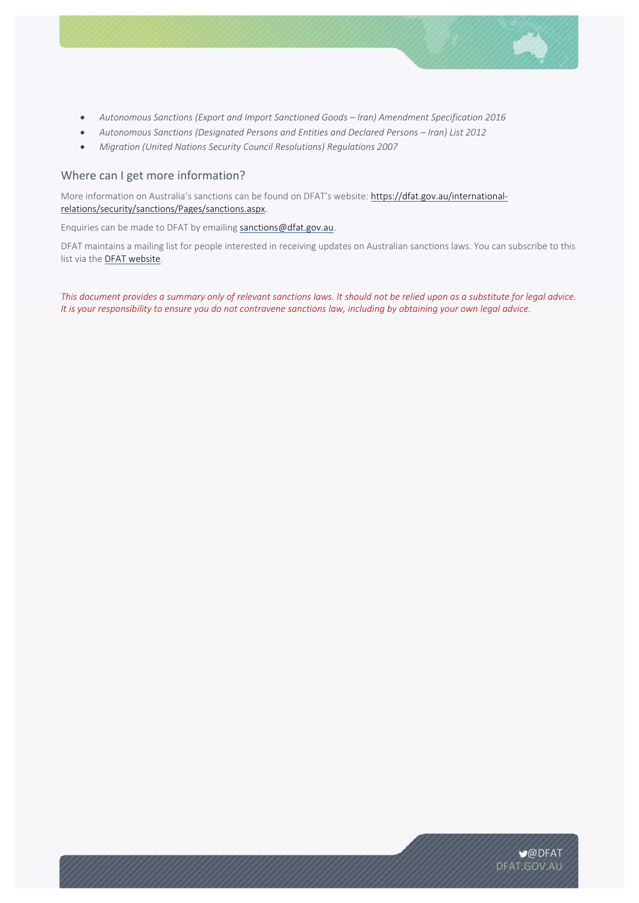- *Autonomous Sanctions (Export and Import Sanctioned Goods – Iran) Amendment Specification 2016*
- *Autonomous Sanctions (Designated Persons and Entities and Declared Persons – Iran) List 2012*
- *Migration (United Nations Security Council Resolutions) Regulations 2007*

## Where can I get more information?

More information on Australia's sanctions can be found on DFAT's website: [https://dfat.gov.au/international-relations/security/sanctions/Pages/sanctions.aspx](https://dfat.gov.au/international-relations/security/sanctions/Pages/sanctions.aspx).

Enquiries can be made to DFAT by emailing sanctions@dfat.gov.au.

DFAT maintains a mailing list for people interested in receiving updates on Australian sanctions laws. You can subscribe to this list via the DFAT website.

*This document provides a summary only of relevant sanctions laws. It should not be relied upon as a substitute for legal advice. It is your responsibility to ensure you do not contravene sanctions law, including by obtaining your own legal advice.*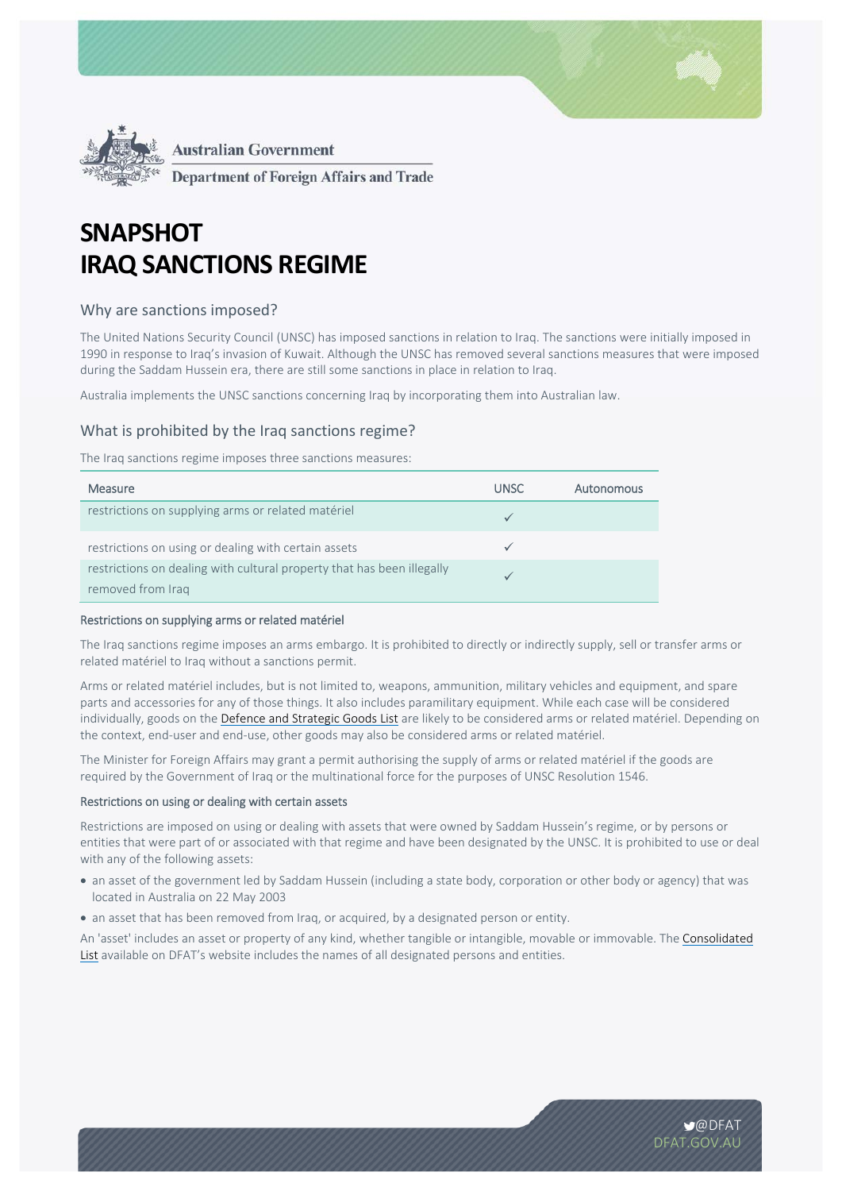Australian Government

Department of Foreign Affairs and Trade

# SNAPSHOT
# IRAQ SANCTIONS REGIME

## Why are sanctions imposed?

The United Nations Security Council (UNSC) has imposed sanctions in relation to Iraq. The sanctions were initially imposed in 1990 in response to Iraq's invasion of Kuwait. Although the UNSC has removed several sanctions measures that were imposed during the Saddam Hussein era, there are still some sanctions in place in relation to Iraq.

Australia implements the UNSC sanctions concerning Iraq by incorporating them into Australian law.

## What is prohibited by the Iraq sanctions regime?

The Iraq sanctions regime imposes three sanctions measures:

| Measure | UNSC | Autonomous |
|---|---|---|
| restrictions on supplying arms or related matériel | ✓ | |
| restrictions on using or dealing with certain assets | ✓ | |
| restrictions on dealing with cultural property that has been illegally removed from Iraq | ✓ | |

### Restrictions on supplying arms or related matériel

The Iraq sanctions regime imposes an arms embargo. It is prohibited to directly or indirectly supply, sell or transfer arms or related matériel to Iraq without a sanctions permit.

Arms or related matériel includes, but is not limited to, weapons, ammunition, military vehicles and equipment, and spare parts and accessories for any of those things. It also includes paramilitary equipment. While each case will be considered individually, goods on the Defence and Strategic Goods List are likely to be considered arms or related matériel. Depending on the context, end-user and end-use, other goods may also be considered arms or related matériel.

The Minister for Foreign Affairs may grant a permit authorising the supply of arms or related matériel if the goods are required by the Government of Iraq or the multinational force for the purposes of UNSC Resolution 1546.

### Restrictions on using or dealing with certain assets

Restrictions are imposed on using or dealing with assets that were owned by Saddam Hussein's regime, or by persons or entities that were part of or associated with that regime and have been designated by the UNSC. It is prohibited to use or deal with any of the following assets:

- an asset of the government led by Saddam Hussein (including a state body, corporation or other body or agency) that was located in Australia on 22 May 2003
- an asset that has been removed from Iraq, or acquired, by a designated person or entity.

An 'asset' includes an asset or property of any kind, whether tangible or intangible, movable or immovable. The Consolidated List available on DFAT's website includes the names of all designated persons and entities.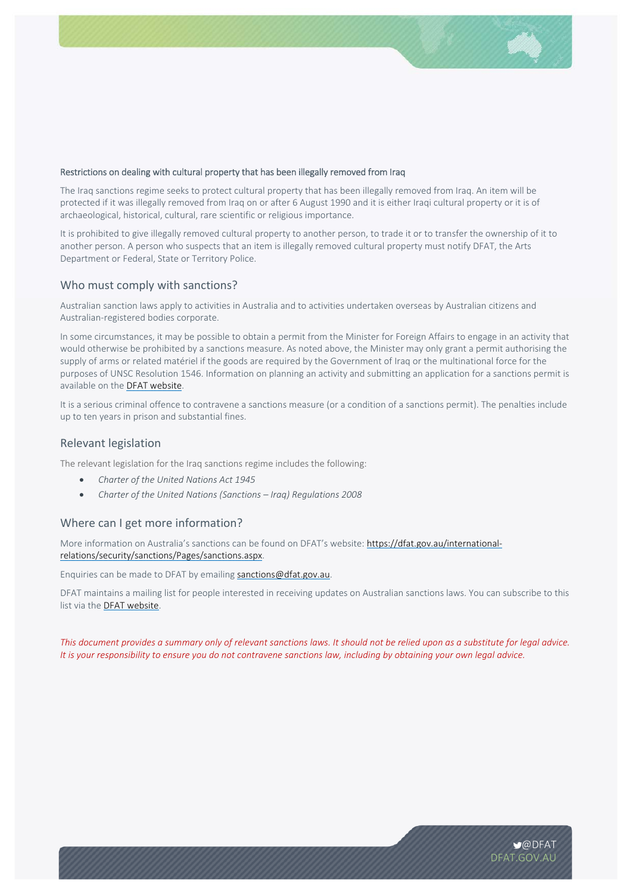#### Restrictions on dealing with cultural property that has been illegally removed from Iraq

The Iraq sanctions regime seeks to protect cultural property that has been illegally removed from Iraq. An item will be protected if it was illegally removed from Iraq on or after 6 August 1990 and it is either Iraqi cultural property or it is of archaeological, historical, cultural, rare scientific or religious importance.

It is prohibited to give illegally removed cultural property to another person, to trade it or to transfer the ownership of it to another person. A person who suspects that an item is illegally removed cultural property must notify DFAT, the Arts Department or Federal, State or Territory Police.

## Who must comply with sanctions?

Australian sanction laws apply to activities in Australia and to activities undertaken overseas by Australian citizens and Australian-registered bodies corporate.

In some circumstances, it may be possible to obtain a permit from the Minister for Foreign Affairs to engage in an activity that would otherwise be prohibited by a sanctions measure. As noted above, the Minister may only grant a permit authorising the supply of arms or related matériel if the goods are required by the Government of Iraq or the multinational force for the purposes of UNSC Resolution 1546. Information on planning an activity and submitting an application for a sanctions permit is available on the DFAT website.

It is a serious criminal offence to contravene a sanctions measure (or a condition of a sanctions permit). The penalties include up to ten years in prison and substantial fines.

## Relevant legislation

The relevant legislation for the Iraq sanctions regime includes the following:

- *Charter of the United Nations Act 1945*
- *Charter of the United Nations (Sanctions – Iraq) Regulations 2008*

## Where can I get more information?

More information on Australia's sanctions can be found on DFAT's website: https://dfat.gov.au/international-relations/security/sanctions/Pages/sanctions.aspx.

Enquiries can be made to DFAT by emailing sanctions@dfat.gov.au.

DFAT maintains a mailing list for people interested in receiving updates on Australian sanctions laws. You can subscribe to this list via the DFAT website.

*This document provides a summary only of relevant sanctions laws. It should not be relied upon as a substitute for legal advice. It is your responsibility to ensure you do not contravene sanctions law, including by obtaining your own legal advice.*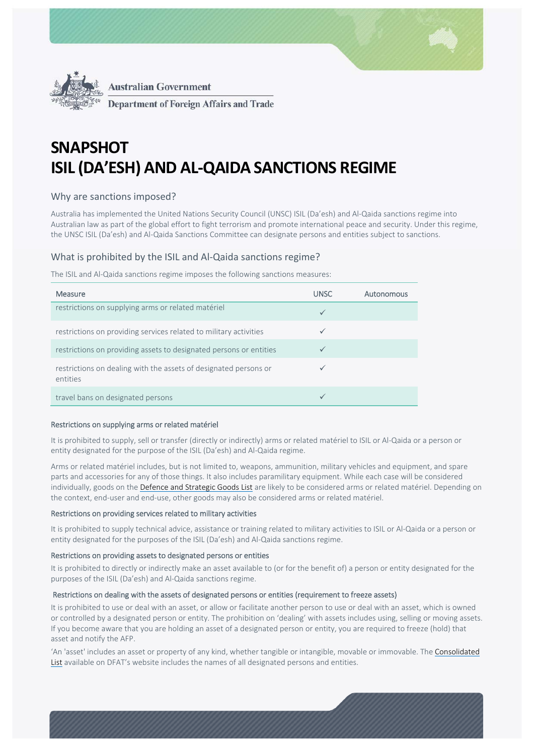Australian Government

Department of Foreign Affairs and Trade

# SNAPSHOT
# ISIL (DA'ESH) AND AL-QAIDA SANCTIONS REGIME

## Why are sanctions imposed?

Australia has implemented the United Nations Security Council (UNSC) ISIL (Da'esh) and Al-Qaida sanctions regime into Australian law as part of the global effort to fight terrorism and promote international peace and security. Under this regime, the UNSC ISIL (Da'esh) and Al-Qaida Sanctions Committee can designate persons and entities subject to sanctions.

## What is prohibited by the ISIL and Al-Qaida sanctions regime?

The ISIL and Al-Qaida sanctions regime imposes the following sanctions measures:

| Measure | UNSC | Autonomous |
|---|---|---|
| restrictions on supplying arms or related matériel | ✓ | |
| restrictions on providing services related to military activities | ✓ | |
| restrictions on providing assets to designated persons or entities | ✓ | |
| restrictions on dealing with the assets of designated persons or entities | ✓ | |
| travel bans on designated persons | ✓ | |

### Restrictions on supplying arms or related matériel

It is prohibited to supply, sell or transfer (directly or indirectly) arms or related matériel to ISIL or Al-Qaida or a person or entity designated for the purpose of the ISIL (Da'esh) and Al-Qaida regime.

Arms or related matériel includes, but is not limited to, weapons, ammunition, military vehicles and equipment, and spare parts and accessories for any of those things. It also includes paramilitary equipment. While each case will be considered individually, goods on the Defence and Strategic Goods List are likely to be considered arms or related matériel. Depending on the context, end-user and end-use, other goods may also be considered arms or related matériel.

### Restrictions on providing services related to military activities

It is prohibited to supply technical advice, assistance or training related to military activities to ISIL or Al-Qaida or a person or entity designated for the purposes of the ISIL (Da'esh) and Al-Qaida sanctions regime.

### Restrictions on providing assets to designated persons or entities

It is prohibited to directly or indirectly make an asset available to (or for the benefit of) a person or entity designated for the purposes of the ISIL (Da'esh) and Al-Qaida sanctions regime.

### Restrictions on dealing with the assets of designated persons or entities (requirement to freeze assets)

It is prohibited to use or deal with an asset, or allow or facilitate another person to use or deal with an asset, which is owned or controlled by a designated person or entity. The prohibition on 'dealing' with assets includes using, selling or moving assets. If you become aware that you are holding an asset of a designated person or entity, you are required to freeze (hold) that asset and notify the AFP.

'An 'asset' includes an asset or property of any kind, whether tangible or intangible, movable or immovable. The Consolidated List available on DFAT's website includes the names of all designated persons and entities.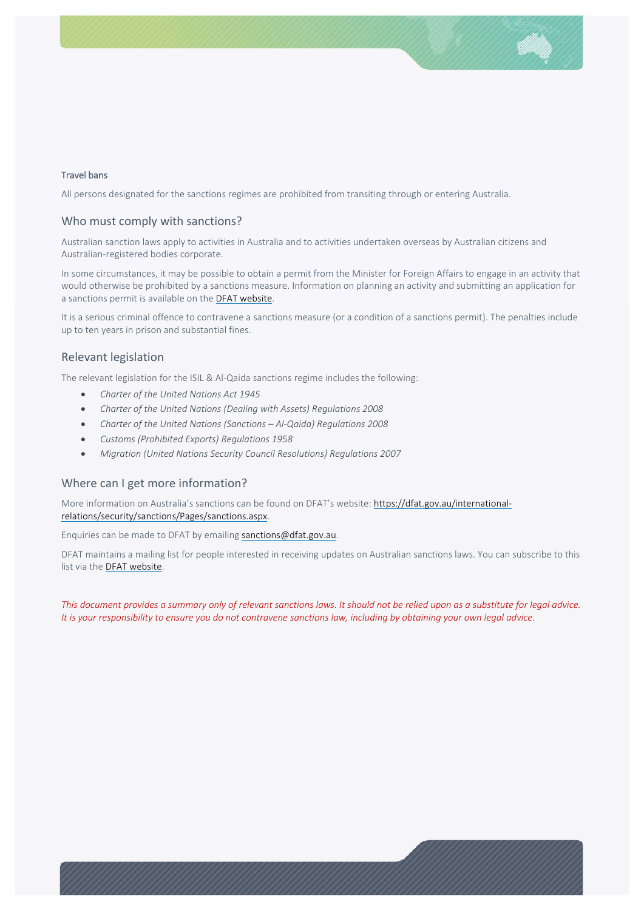#### Travel bans

All persons designated for the sanctions regimes are prohibited from transiting through or entering Australia.

### Who must comply with sanctions?

Australian sanction laws apply to activities in Australia and to activities undertaken overseas by Australian citizens and Australian-registered bodies corporate.

In some circumstances, it may be possible to obtain a permit from the Minister for Foreign Affairs to engage in an activity that would otherwise be prohibited by a sanctions measure. Information on planning an activity and submitting an application for a sanctions permit is available on the [DFAT website](https://dfat.gov.au).

It is a serious criminal offence to contravene a sanctions measure (or a condition of a sanctions permit). The penalties include up to ten years in prison and substantial fines.

### Relevant legislation

The relevant legislation for the ISIL & Al-Qaida sanctions regime includes the following:

- *Charter of the United Nations Act 1945*
- *Charter of the United Nations (Dealing with Assets) Regulations 2008*
- *Charter of the United Nations (Sanctions – Al-Qaida) Regulations 2008*
- *Customs (Prohibited Exports) Regulations 1958*
- *Migration (United Nations Security Council Resolutions) Regulations 2007*

### Where can I get more information?

More information on Australia's sanctions can be found on DFAT's website: https://dfat.gov.au/international-relations/security/sanctions/Pages/sanctions.aspx.

Enquiries can be made to DFAT by emailing sanctions@dfat.gov.au.

DFAT maintains a mailing list for people interested in receiving updates on Australian sanctions laws. You can subscribe to this list via the [DFAT website](https://dfat.gov.au).

*This document provides a summary only of relevant sanctions laws. It should not be relied upon as a substitute for legal advice. It is your responsibility to ensure you do not contravene sanctions law, including by obtaining your own legal advice.*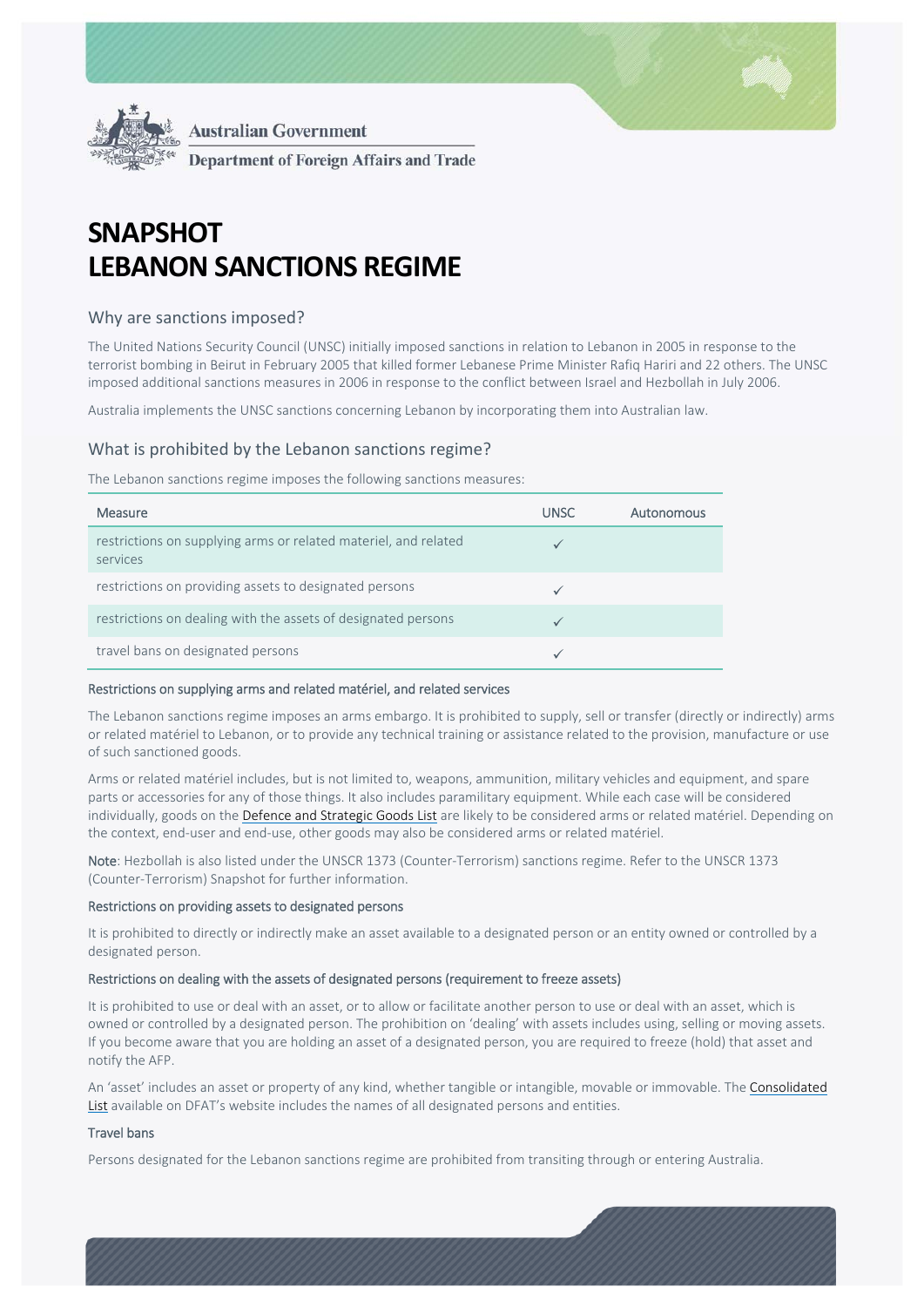Australian Government

Department of Foreign Affairs and Trade

# SNAPSHOT
# LEBANON SANCTIONS REGIME

## Why are sanctions imposed?

The United Nations Security Council (UNSC) initially imposed sanctions in relation to Lebanon in 2005 in response to the terrorist bombing in Beirut in February 2005 that killed former Lebanese Prime Minister Rafiq Hariri and 22 others. The UNSC imposed additional sanctions measures in 2006 in response to the conflict between Israel and Hezbollah in July 2006.

Australia implements the UNSC sanctions concerning Lebanon by incorporating them into Australian law.

## What is prohibited by the Lebanon sanctions regime?

The Lebanon sanctions regime imposes the following sanctions measures:

| Measure | UNSC | Autonomous |
|---|---|---|
| restrictions on supplying arms or related materiel, and related services | ✓ | |
| restrictions on providing assets to designated persons | ✓ | |
| restrictions on dealing with the assets of designated persons | ✓ | |
| travel bans on designated persons | ✓ | |

### Restrictions on supplying arms and related matériel, and related services

The Lebanon sanctions regime imposes an arms embargo. It is prohibited to supply, sell or transfer (directly or indirectly) arms or related matériel to Lebanon, or to provide any technical training or assistance related to the provision, manufacture or use of such sanctioned goods.

Arms or related matériel includes, but is not limited to, weapons, ammunition, military vehicles and equipment, and spare parts or accessories for any of those things. It also includes paramilitary equipment. While each case will be considered individually, goods on the Defence and Strategic Goods List are likely to be considered arms or related matériel. Depending on the context, end-user and end-use, other goods may also be considered arms or related matériel.

Note: Hezbollah is also listed under the UNSCR 1373 (Counter-Terrorism) sanctions regime. Refer to the UNSCR 1373 (Counter-Terrorism) Snapshot for further information.

### Restrictions on providing assets to designated persons

It is prohibited to directly or indirectly make an asset available to a designated person or an entity owned or controlled by a designated person.

### Restrictions on dealing with the assets of designated persons (requirement to freeze assets)

It is prohibited to use or deal with an asset, or to allow or facilitate another person to use or deal with an asset, which is owned or controlled by a designated person. The prohibition on 'dealing' with assets includes using, selling or moving assets. If you become aware that you are holding an asset of a designated person, you are required to freeze (hold) that asset and notify the AFP.

An 'asset' includes an asset or property of any kind, whether tangible or intangible, movable or immovable. The Consolidated List available on DFAT's website includes the names of all designated persons and entities.

### Travel bans

Persons designated for the Lebanon sanctions regime are prohibited from transiting through or entering Australia.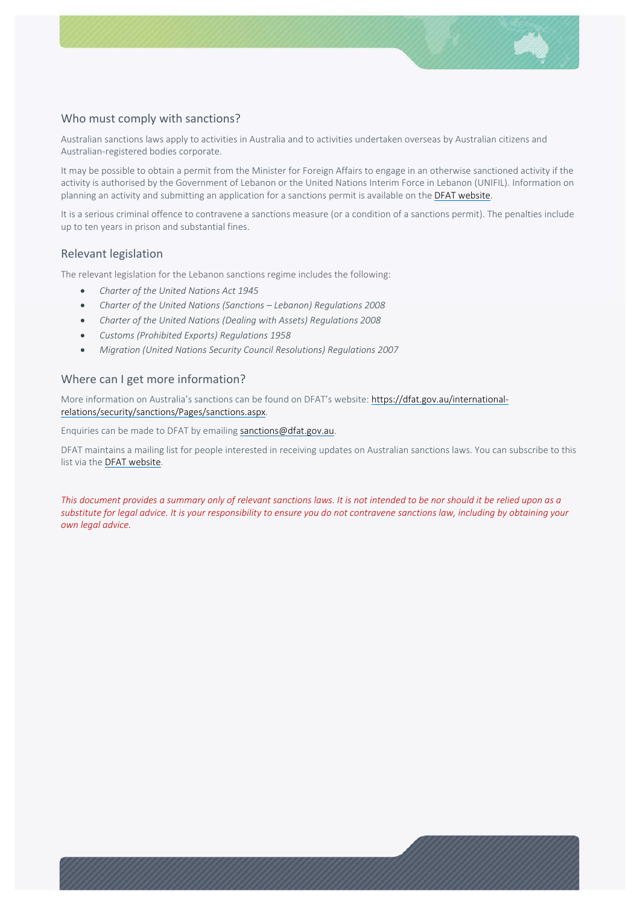## Who must comply with sanctions?

Australian sanctions laws apply to activities in Australia and to activities undertaken overseas by Australian citizens and Australian-registered bodies corporate.

It may be possible to obtain a permit from the Minister for Foreign Affairs to engage in an otherwise sanctioned activity if the activity is authorised by the Government of Lebanon or the United Nations Interim Force in Lebanon (UNIFIL). Information on planning an activity and submitting an application for a sanctions permit is available on the [DFAT website](https://dfat.gov.au).

It is a serious criminal offence to contravene a sanctions measure (or a condition of a sanctions permit). The penalties include up to ten years in prison and substantial fines.

## Relevant legislation

The relevant legislation for the Lebanon sanctions regime includes the following:

- *Charter of the United Nations Act 1945*
- *Charter of the United Nations (Sanctions – Lebanon) Regulations 2008*
- *Charter of the United Nations (Dealing with Assets) Regulations 2008*
- *Customs (Prohibited Exports) Regulations 1958*
- *Migration (United Nations Security Council Resolutions) Regulations 2007*

## Where can I get more information?

More information on Australia's sanctions can be found on DFAT's website: [https://dfat.gov.au/international-relations/security/sanctions/Pages/sanctions.aspx](https://dfat.gov.au/international-relations/security/sanctions/Pages/sanctions.aspx).

Enquiries can be made to DFAT by emailing [sanctions@dfat.gov.au](mailto:sanctions@dfat.gov.au).

DFAT maintains a mailing list for people interested in receiving updates on Australian sanctions laws. You can subscribe to this list via the [DFAT website](https://dfat.gov.au).

*This document provides a summary only of relevant sanctions laws. It is not intended to be nor should it be relied upon as a substitute for legal advice. It is your responsibility to ensure you do not contravene sanctions law, including by obtaining your own legal advice.*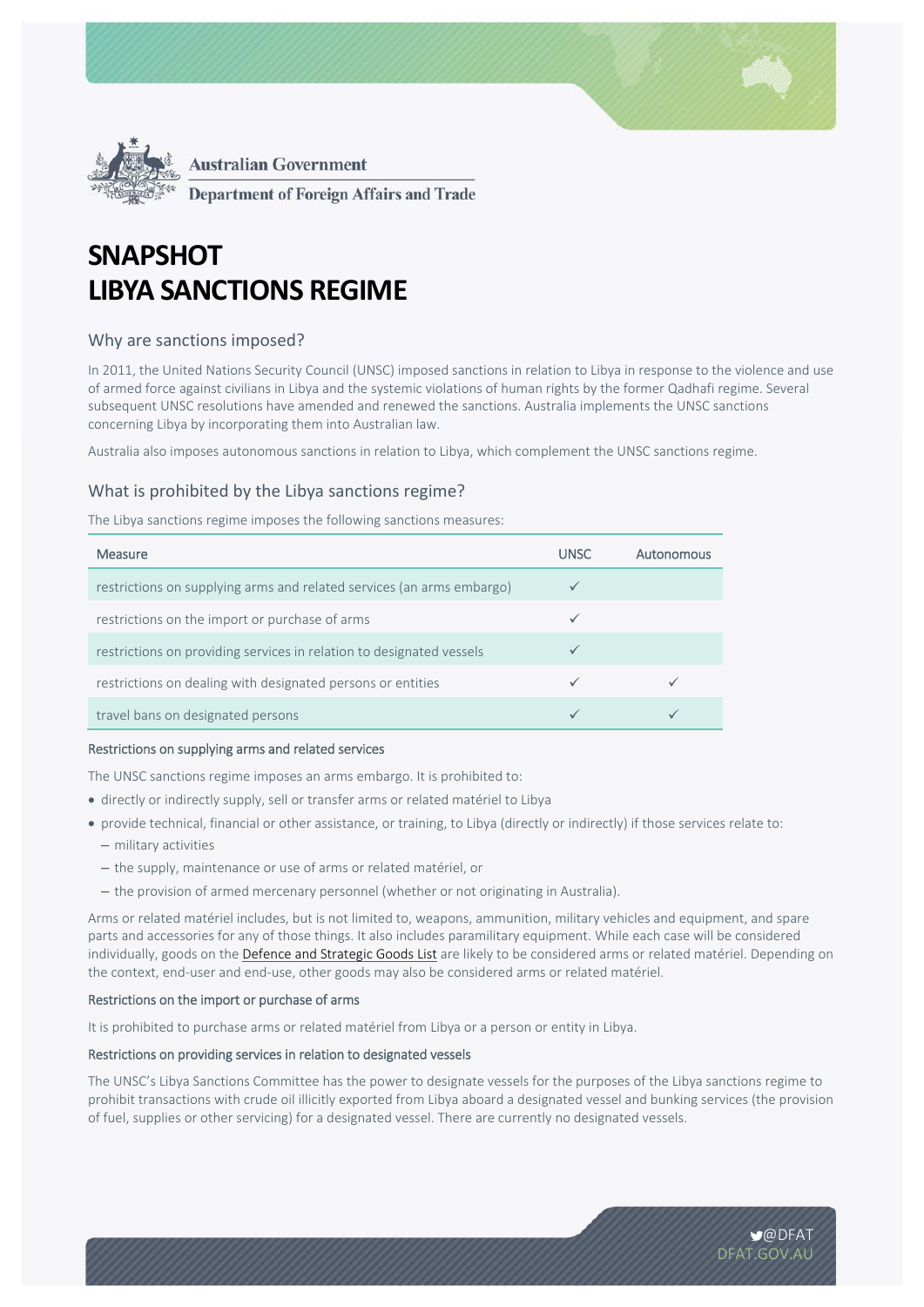Australian Government

Department of Foreign Affairs and Trade

# SNAPSHOT
# LIBYA SANCTIONS REGIME

## Why are sanctions imposed?

In 2011, the United Nations Security Council (UNSC) imposed sanctions in relation to Libya in response to the violence and use of armed force against civilians in Libya and the systemic violations of human rights by the former Qadhafi regime. Several subsequent UNSC resolutions have amended and renewed the sanctions. Australia implements the UNSC sanctions concerning Libya by incorporating them into Australian law.

Australia also imposes autonomous sanctions in relation to Libya, which complement the UNSC sanctions regime.

## What is prohibited by the Libya sanctions regime?

The Libya sanctions regime imposes the following sanctions measures:

| Measure | UNSC | Autonomous |
|---|---|---|
| restrictions on supplying arms and related services (an arms embargo) | ✓ | |
| restrictions on the import or purchase of arms | ✓ | |
| restrictions on providing services in relation to designated vessels | ✓ | |
| restrictions on dealing with designated persons or entities | ✓ | ✓ |
| travel bans on designated persons | ✓ | ✓ |

### Restrictions on supplying arms and related services

The UNSC sanctions regime imposes an arms embargo. It is prohibited to:

- directly or indirectly supply, sell or transfer arms or related matériel to Libya
- provide technical, financial or other assistance, or training, to Libya (directly or indirectly) if those services relate to:
  - military activities
  - the supply, maintenance or use of arms or related matériel, or
  - the provision of armed mercenary personnel (whether or not originating in Australia).

Arms or related matériel includes, but is not limited to, weapons, ammunition, military vehicles and equipment, and spare parts and accessories for any of those things. It also includes paramilitary equipment. While each case will be considered individually, goods on the Defence and Strategic Goods List are likely to be considered arms or related matériel. Depending on the context, end-user and end-use, other goods may also be considered arms or related matériel.

### Restrictions on the import or purchase of arms

It is prohibited to purchase arms or related matériel from Libya or a person or entity in Libya.

### Restrictions on providing services in relation to designated vessels

The UNSC's Libya Sanctions Committee has the power to designate vessels for the purposes of the Libya sanctions regime to prohibit transactions with crude oil illicitly exported from Libya aboard a designated vessel and bunking services (the provision of fuel, supplies or other servicing) for a designated vessel. There are currently no designated vessels.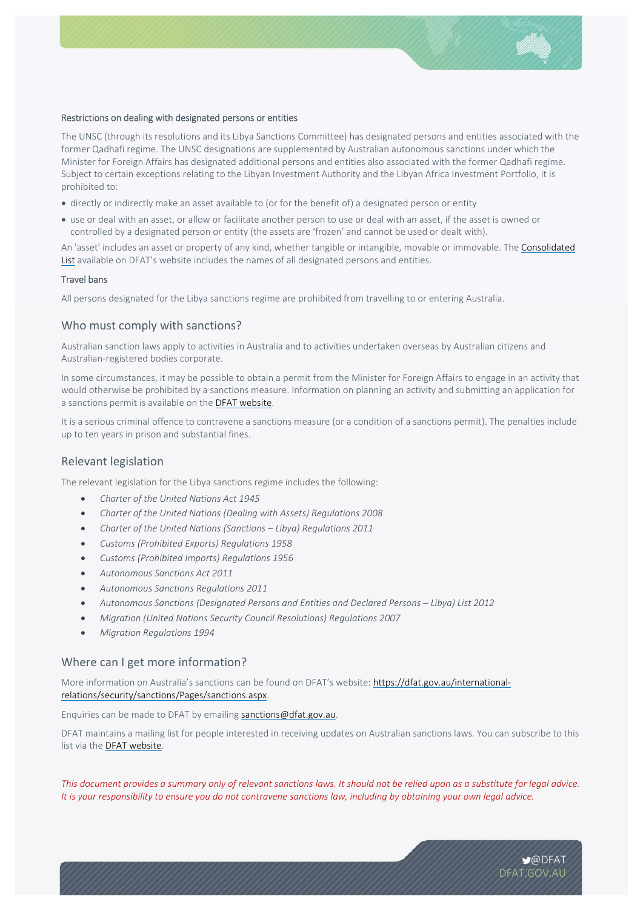### Restrictions on dealing with designated persons or entities

The UNSC (through its resolutions and its Libya Sanctions Committee) has designated persons and entities associated with the former Qadhafi regime. The UNSC designations are supplemented by Australian autonomous sanctions under which the Minister for Foreign Affairs has designated additional persons and entities also associated with the former Qadhafi regime. Subject to certain exceptions relating to the Libyan Investment Authority and the Libyan Africa Investment Portfolio, it is prohibited to:

- directly or indirectly make an asset available to (or for the benefit of) a designated person or entity
- use or deal with an asset, or allow or facilitate another person to use or deal with an asset, if the asset is owned or controlled by a designated person or entity (the assets are 'frozen' and cannot be used or dealt with).

An 'asset' includes an asset or property of any kind, whether tangible or intangible, movable or immovable. The Consolidated List available on DFAT's website includes the names of all designated persons and entities.

### Travel bans

All persons designated for the Libya sanctions regime are prohibited from travelling to or entering Australia.

## Who must comply with sanctions?

Australian sanction laws apply to activities in Australia and to activities undertaken overseas by Australian citizens and Australian-registered bodies corporate.

In some circumstances, it may be possible to obtain a permit from the Minister for Foreign Affairs to engage in an activity that would otherwise be prohibited by a sanctions measure. Information on planning an activity and submitting an application for a sanctions permit is available on the DFAT website.

It is a serious criminal offence to contravene a sanctions measure (or a condition of a sanctions permit). The penalties include up to ten years in prison and substantial fines.

## Relevant legislation

The relevant legislation for the Libya sanctions regime includes the following:

- *Charter of the United Nations Act 1945*
- *Charter of the United Nations (Dealing with Assets) Regulations 2008*
- *Charter of the United Nations (Sanctions – Libya) Regulations 2011*
- *Customs (Prohibited Exports) Regulations 1958*
- *Customs (Prohibited Imports) Regulations 1956*
- *Autonomous Sanctions Act 2011*
- *Autonomous Sanctions Regulations 2011*
- *Autonomous Sanctions (Designated Persons and Entities and Declared Persons – Libya) List 2012*
- *Migration (United Nations Security Council Resolutions) Regulations 2007*
- *Migration Regulations 1994*

## Where can I get more information?

More information on Australia's sanctions can be found on DFAT's website: https://dfat.gov.au/international-relations/security/sanctions/Pages/sanctions.aspx.

Enquiries can be made to DFAT by emailing sanctions@dfat.gov.au.

DFAT maintains a mailing list for people interested in receiving updates on Australian sanctions laws. You can subscribe to this list via the DFAT website.

*This document provides a summary only of relevant sanctions laws. It should not be relied upon as a substitute for legal advice. It is your responsibility to ensure you do not contravene sanctions law, including by obtaining your own legal advice.*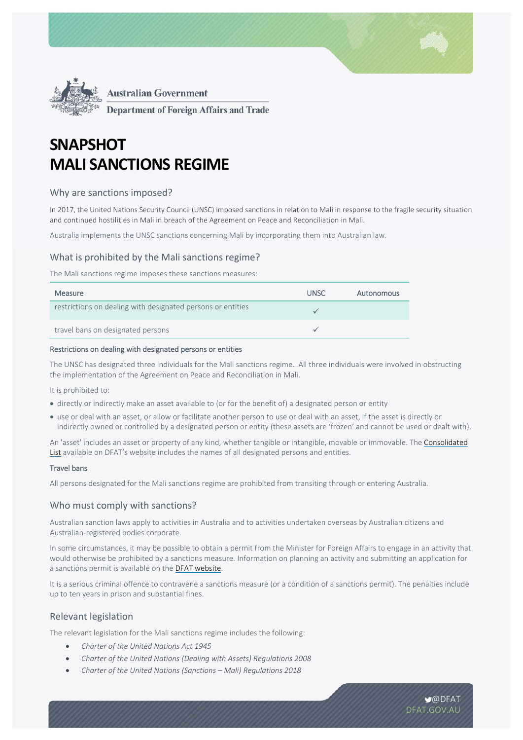Australian Government

Department of Foreign Affairs and Trade

# SNAPSHOT
# MALI SANCTIONS REGIME

## Why are sanctions imposed?

In 2017, the United Nations Security Council (UNSC) imposed sanctions in relation to Mali in response to the fragile security situation and continued hostilities in Mali in breach of the Agreement on Peace and Reconciliation in Mali.

Australia implements the UNSC sanctions concerning Mali by incorporating them into Australian law.

## What is prohibited by the Mali sanctions regime?

The Mali sanctions regime imposes these sanctions measures:

| Measure | UNSC | Autonomous |
|---|---|---|
| restrictions on dealing with designated persons or entities | ✓ | |
| travel bans on designated persons | ✓ | |

### Restrictions on dealing with designated persons or entities

The UNSC has designated three individuals for the Mali sanctions regime. All three individuals were involved in obstructing the implementation of the Agreement on Peace and Reconciliation in Mali.

It is prohibited to:

- directly or indirectly make an asset available to (or for the benefit of) a designated person or entity
- use or deal with an asset, or allow or facilitate another person to use or deal with an asset, if the asset is directly or indirectly owned or controlled by a designated person or entity (these assets are 'frozen' and cannot be used or dealt with).

An 'asset' includes an asset or property of any kind, whether tangible or intangible, movable or immovable. The Consolidated List available on DFAT's website includes the names of all designated persons and entities.

### Travel bans

All persons designated for the Mali sanctions regime are prohibited from transiting through or entering Australia.

## Who must comply with sanctions?

Australian sanction laws apply to activities in Australia and to activities undertaken overseas by Australian citizens and Australian-registered bodies corporate.

In some circumstances, it may be possible to obtain a permit from the Minister for Foreign Affairs to engage in an activity that would otherwise be prohibited by a sanctions measure. Information on planning an activity and submitting an application for a sanctions permit is available on the DFAT website.

It is a serious criminal offence to contravene a sanctions measure (or a condition of a sanctions permit). The penalties include up to ten years in prison and substantial fines.

## Relevant legislation

The relevant legislation for the Mali sanctions regime includes the following:

- *Charter of the United Nations Act 1945*
- *Charter of the United Nations (Dealing with Assets) Regulations 2008*
- *Charter of the United Nations (Sanctions – Mali) Regulations 2018*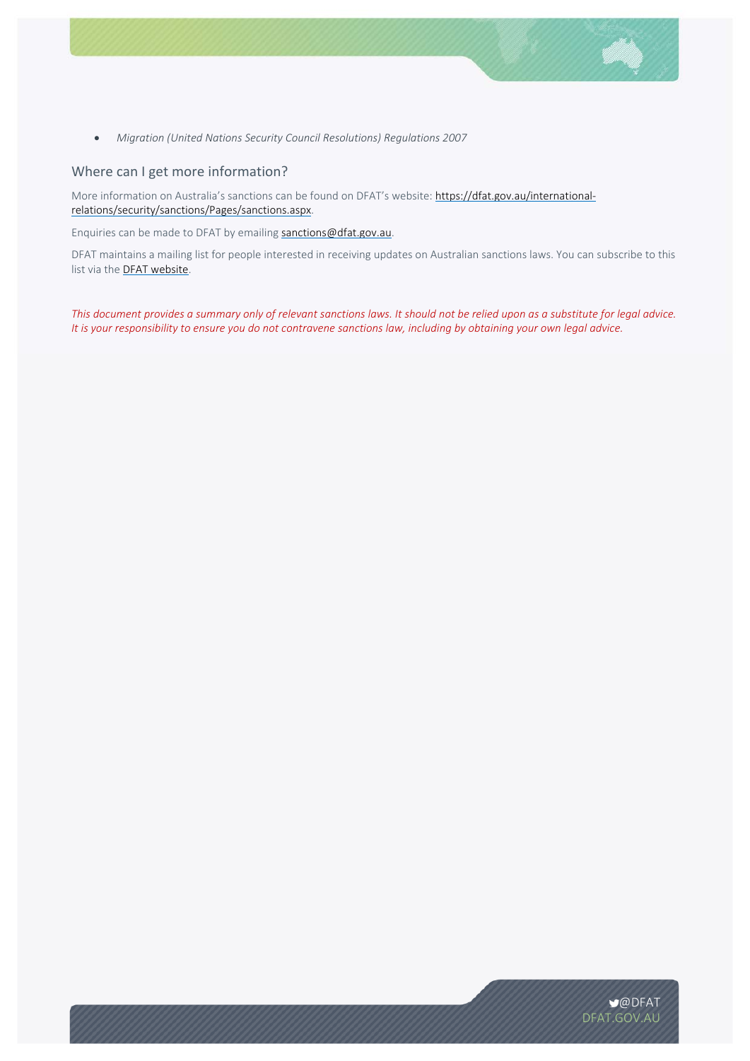- *Migration (United Nations Security Council Resolutions) Regulations 2007*

## Where can I get more information?

More information on Australia's sanctions can be found on DFAT's website: [https://dfat.gov.au/international-relations/security/sanctions/Pages/sanctions.aspx](https://dfat.gov.au/international-relations/security/sanctions/Pages/sanctions.aspx).

Enquiries can be made to DFAT by emailing [sanctions@dfat.gov.au](mailto:sanctions@dfat.gov.au).

DFAT maintains a mailing list for people interested in receiving updates on Australian sanctions laws. You can subscribe to this list via the DFAT website.

*This document provides a summary only of relevant sanctions laws. It should not be relied upon as a substitute for legal advice. It is your responsibility to ensure you do not contravene sanctions law, including by obtaining your own legal advice.*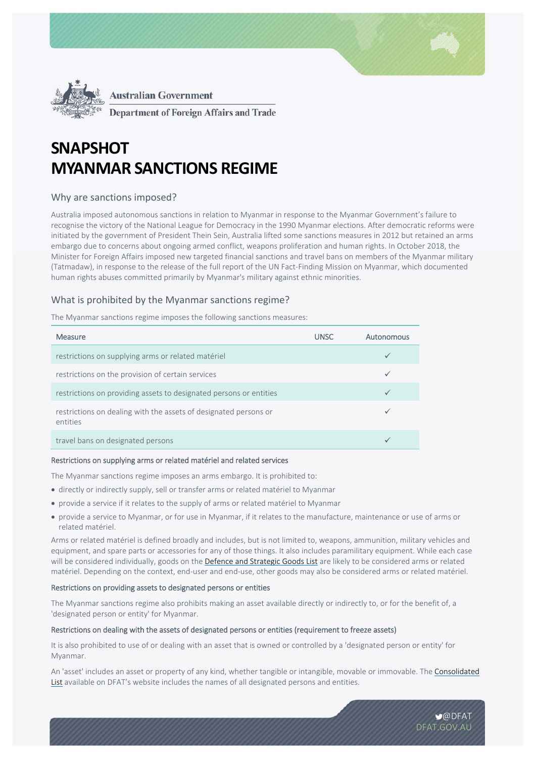Australian Government

Department of Foreign Affairs and Trade

# SNAPSHOT MYANMAR SANCTIONS REGIME

## Why are sanctions imposed?

Australia imposed autonomous sanctions in relation to Myanmar in response to the Myanmar Government's failure to recognise the victory of the National League for Democracy in the 1990 Myanmar elections. After democratic reforms were initiated by the government of President Thein Sein, Australia lifted some sanctions measures in 2012 but retained an arms embargo due to concerns about ongoing armed conflict, weapons proliferation and human rights. In October 2018, the Minister for Foreign Affairs imposed new targeted financial sanctions and travel bans on members of the Myanmar military (Tatmadaw), in response to the release of the full report of the UN Fact-Finding Mission on Myanmar, which documented human rights abuses committed primarily by Myanmar's military against ethnic minorities.

## What is prohibited by the Myanmar sanctions regime?

The Myanmar sanctions regime imposes the following sanctions measures:

| Measure | UNSC | Autonomous |
|---|---|---|
| restrictions on supplying arms or related matériel | | ✓ |
| restrictions on the provision of certain services | | ✓ |
| restrictions on providing assets to designated persons or entities | | ✓ |
| restrictions on dealing with the assets of designated persons or entities | | ✓ |
| travel bans on designated persons | | ✓ |

### Restrictions on supplying arms or related matériel and related services

The Myanmar sanctions regime imposes an arms embargo. It is prohibited to:

- directly or indirectly supply, sell or transfer arms or related matériel to Myanmar
- provide a service if it relates to the supply of arms or related matériel to Myanmar
- provide a service to Myanmar, or for use in Myanmar, if it relates to the manufacture, maintenance or use of arms or related matériel.

Arms or related matériel is defined broadly and includes, but is not limited to, weapons, ammunition, military vehicles and equipment, and spare parts or accessories for any of those things. It also includes paramilitary equipment. While each case will be considered individually, goods on the Defence and Strategic Goods List are likely to be considered arms or related matériel. Depending on the context, end-user and end-use, other goods may also be considered arms or related matériel.

### Restrictions on providing assets to designated persons or entities

The Myanmar sanctions regime also prohibits making an asset available directly or indirectly to, or for the benefit of, a 'designated person or entity' for Myanmar.

### Restrictions on dealing with the assets of designated persons or entities (requirement to freeze assets)

It is also prohibited to use of or dealing with an asset that is owned or controlled by a 'designated person or entity' for Myanmar.

An 'asset' includes an asset or property of any kind, whether tangible or intangible, movable or immovable. The Consolidated List available on DFAT's website includes the names of all designated persons and entities.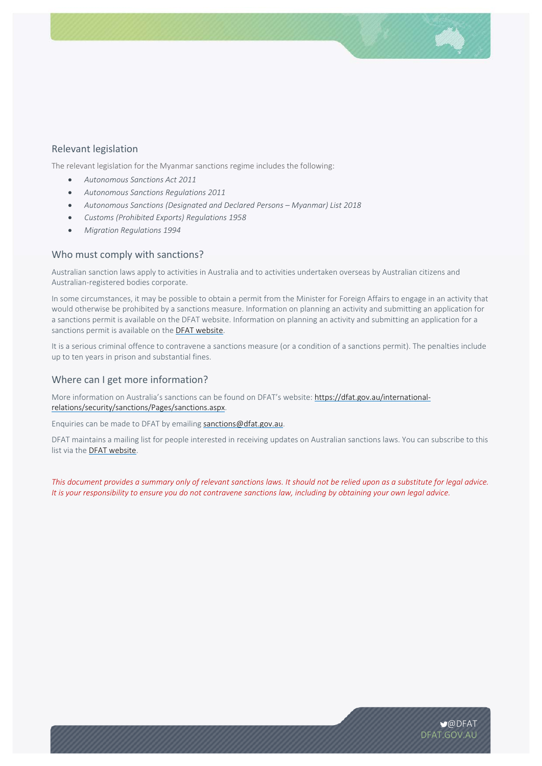## Relevant legislation

The relevant legislation for the Myanmar sanctions regime includes the following:

- *Autonomous Sanctions Act 2011*
- *Autonomous Sanctions Regulations 2011*
- *Autonomous Sanctions (Designated and Declared Persons – Myanmar) List 2018*
- *Customs (Prohibited Exports) Regulations 1958*
- *Migration Regulations 1994*

## Who must comply with sanctions?

Australian sanction laws apply to activities in Australia and to activities undertaken overseas by Australian citizens and Australian-registered bodies corporate.

In some circumstances, it may be possible to obtain a permit from the Minister for Foreign Affairs to engage in an activity that would otherwise be prohibited by a sanctions measure. Information on planning an activity and submitting an application for a sanctions permit is available on the DFAT website. Information on planning an activity and submitting an application for a sanctions permit is available on the DFAT website.

It is a serious criminal offence to contravene a sanctions measure (or a condition of a sanctions permit). The penalties include up to ten years in prison and substantial fines.

## Where can I get more information?

More information on Australia's sanctions can be found on DFAT's website: https://dfat.gov.au/international-relations/security/sanctions/Pages/sanctions.aspx.

Enquiries can be made to DFAT by emailing sanctions@dfat.gov.au.

DFAT maintains a mailing list for people interested in receiving updates on Australian sanctions laws. You can subscribe to this list via the DFAT website.

*This document provides a summary only of relevant sanctions laws. It should not be relied upon as a substitute for legal advice. It is your responsibility to ensure you do not contravene sanctions law, including by obtaining your own legal advice.*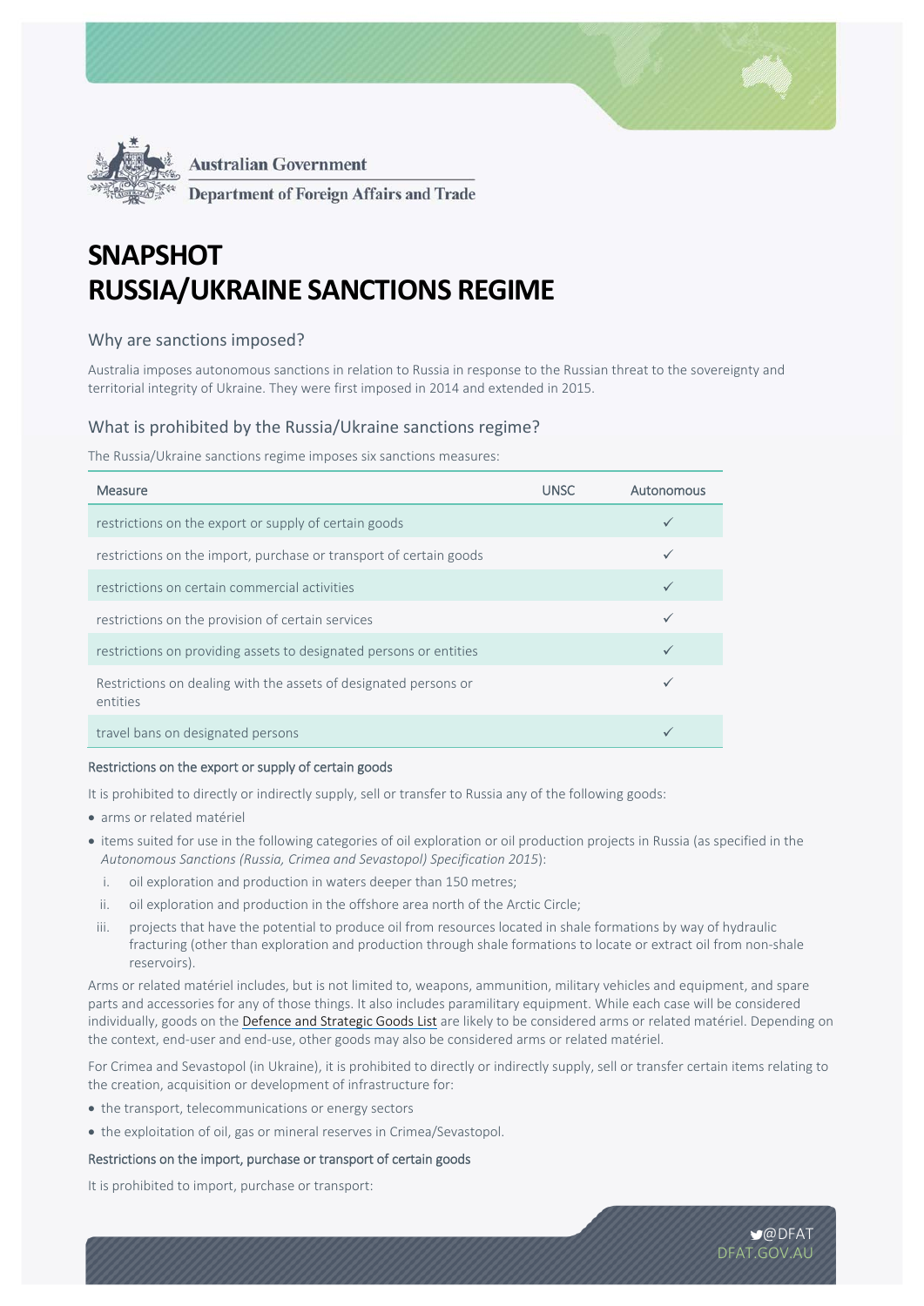Australian Government
Department of Foreign Affairs and Trade

# SNAPSHOT RUSSIA/UKRAINE SANCTIONS REGIME

## Why are sanctions imposed?

Australia imposes autonomous sanctions in relation to Russia in response to the Russian threat to the sovereignty and territorial integrity of Ukraine. They were first imposed in 2014 and extended in 2015.

## What is prohibited by the Russia/Ukraine sanctions regime?

The Russia/Ukraine sanctions regime imposes six sanctions measures:

| Measure | UNSC | Autonomous |
|---|---|---|
| restrictions on the export or supply of certain goods | | ✓ |
| restrictions on the import, purchase or transport of certain goods | | ✓ |
| restrictions on certain commercial activities | | ✓ |
| restrictions on the provision of certain services | | ✓ |
| restrictions on providing assets to designated persons or entities | | ✓ |
| Restrictions on dealing with the assets of designated persons or entities | | ✓ |
| travel bans on designated persons | | ✓ |

### Restrictions on the export or supply of certain goods

It is prohibited to directly or indirectly supply, sell or transfer to Russia any of the following goods:

- arms or related matériel
- items suited for use in the following categories of oil exploration or oil production projects in Russia (as specified in the *Autonomous Sanctions (Russia, Crimea and Sevastopol) Specification 2015*):
  1. oil exploration and production in waters deeper than 150 metres;
  2. oil exploration and production in the offshore area north of the Arctic Circle;
  3. projects that have the potential to produce oil from resources located in shale formations by way of hydraulic fracturing (other than exploration and production through shale formations to locate or extract oil from non-shale reservoirs).

Arms or related matériel includes, but is not limited to, weapons, ammunition, military vehicles and equipment, and spare parts and accessories for any of those things. It also includes paramilitary equipment. While each case will be considered individually, goods on the Defence and Strategic Goods List are likely to be considered arms or related matériel. Depending on the context, end-user and end-use, other goods may also be considered arms or related matériel.

For Crimea and Sevastopol (in Ukraine), it is prohibited to directly or indirectly supply, sell or transfer certain items relating to the creation, acquisition or development of infrastructure for:

- the transport, telecommunications or energy sectors
- the exploitation of oil, gas or mineral reserves in Crimea/Sevastopol.

### Restrictions on the import, purchase or transport of certain goods

It is prohibited to import, purchase or transport: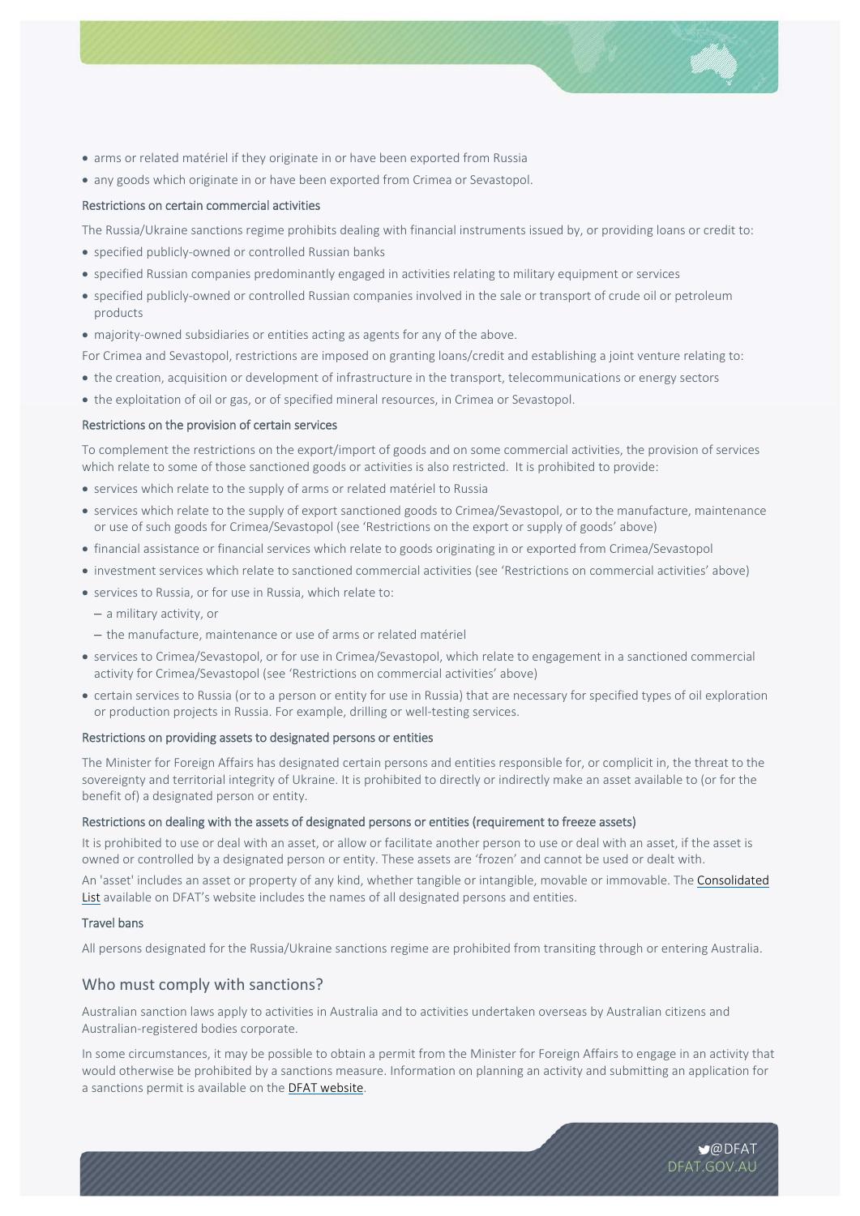- arms or related matériel if they originate in or have been exported from Russia
- any goods which originate in or have been exported from Crimea or Sevastopol.

#### Restrictions on certain commercial activities

The Russia/Ukraine sanctions regime prohibits dealing with financial instruments issued by, or providing loans or credit to:

- specified publicly-owned or controlled Russian banks
- specified Russian companies predominantly engaged in activities relating to military equipment or services
- specified publicly-owned or controlled Russian companies involved in the sale or transport of crude oil or petroleum products
- majority-owned subsidiaries or entities acting as agents for any of the above.

For Crimea and Sevastopol, restrictions are imposed on granting loans/credit and establishing a joint venture relating to:

- the creation, acquisition or development of infrastructure in the transport, telecommunications or energy sectors
- the exploitation of oil or gas, or of specified mineral resources, in Crimea or Sevastopol.

#### Restrictions on the provision of certain services

To complement the restrictions on the export/import of goods and on some commercial activities, the provision of services which relate to some of those sanctioned goods or activities is also restricted. It is prohibited to provide:

- services which relate to the supply of arms or related matériel to Russia
- services which relate to the supply of export sanctioned goods to Crimea/Sevastopol, or to the manufacture, maintenance or use of such goods for Crimea/Sevastopol (see 'Restrictions on the export or supply of goods' above)
- financial assistance or financial services which relate to goods originating in or exported from Crimea/Sevastopol
- investment services which relate to sanctioned commercial activities (see 'Restrictions on commercial activities' above)
- services to Russia, or for use in Russia, which relate to:
  - a military activity, or
  - the manufacture, maintenance or use of arms or related matériel
- services to Crimea/Sevastopol, or for use in Crimea/Sevastopol, which relate to engagement in a sanctioned commercial activity for Crimea/Sevastopol (see 'Restrictions on commercial activities' above)
- certain services to Russia (or to a person or entity for use in Russia) that are necessary for specified types of oil exploration or production projects in Russia. For example, drilling or well-testing services.

#### Restrictions on providing assets to designated persons or entities

The Minister for Foreign Affairs has designated certain persons and entities responsible for, or complicit in, the threat to the sovereignty and territorial integrity of Ukraine. It is prohibited to directly or indirectly make an asset available to (or for the benefit of) a designated person or entity.

#### Restrictions on dealing with the assets of designated persons or entities (requirement to freeze assets)

It is prohibited to use or deal with an asset, or allow or facilitate another person to use or deal with an asset, if the asset is owned or controlled by a designated person or entity. These assets are 'frozen' and cannot be used or dealt with.

An 'asset' includes an asset or property of any kind, whether tangible or intangible, movable or immovable. The Consolidated List available on DFAT's website includes the names of all designated persons and entities.

#### Travel bans

All persons designated for the Russia/Ukraine sanctions regime are prohibited from transiting through or entering Australia.

### Who must comply with sanctions?

Australian sanction laws apply to activities in Australia and to activities undertaken overseas by Australian citizens and Australian-registered bodies corporate.

In some circumstances, it may be possible to obtain a permit from the Minister for Foreign Affairs to engage in an activity that would otherwise be prohibited by a sanctions measure. Information on planning an activity and submitting an application for a sanctions permit is available on the DFAT website.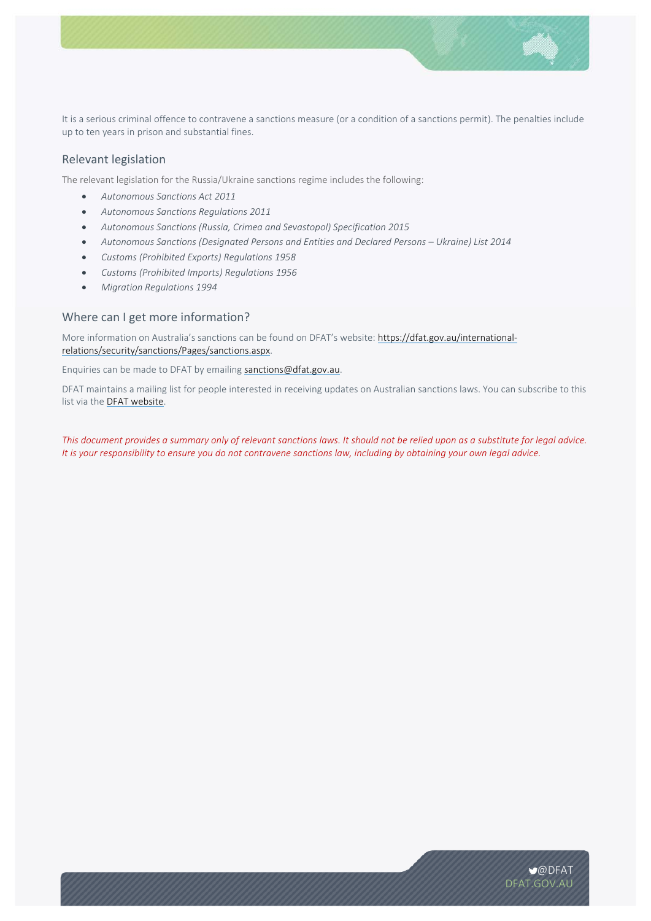It is a serious criminal offence to contravene a sanctions measure (or a condition of a sanctions permit). The penalties include up to ten years in prison and substantial fines.

## Relevant legislation

The relevant legislation for the Russia/Ukraine sanctions regime includes the following:

- *Autonomous Sanctions Act 2011*
- *Autonomous Sanctions Regulations 2011*
- *Autonomous Sanctions (Russia, Crimea and Sevastopol) Specification 2015*
- *Autonomous Sanctions (Designated Persons and Entities and Declared Persons – Ukraine) List 2014*
- *Customs (Prohibited Exports) Regulations 1958*
- *Customs (Prohibited Imports) Regulations 1956*
- *Migration Regulations 1994*

## Where can I get more information?

More information on Australia's sanctions can be found on DFAT's website: [https://dfat.gov.au/international-relations/security/sanctions/Pages/sanctions.aspx](https://dfat.gov.au/international-relations/security/sanctions/Pages/sanctions.aspx).

Enquiries can be made to DFAT by emailing [sanctions@dfat.gov.au](mailto:sanctions@dfat.gov.au).

DFAT maintains a mailing list for people interested in receiving updates on Australian sanctions laws. You can subscribe to this list via the DFAT website.

*This document provides a summary only of relevant sanctions laws. It should not be relied upon as a substitute for legal advice. It is your responsibility to ensure you do not contravene sanctions law, including by obtaining your own legal advice.*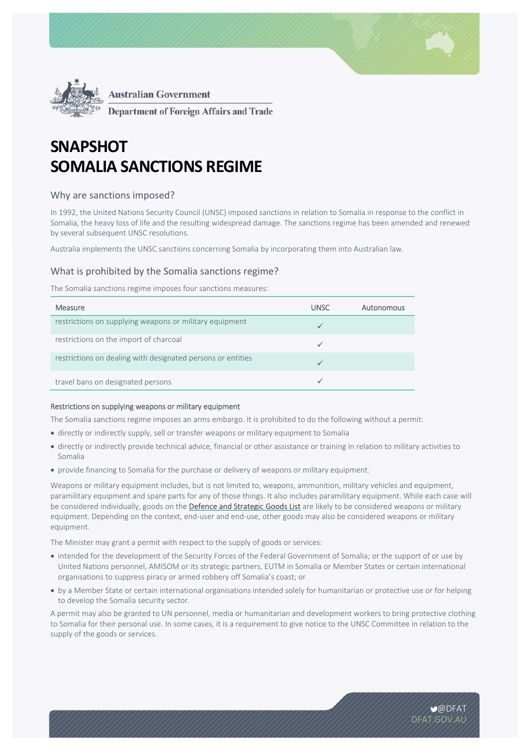Australian Government

Department of Foreign Affairs and Trade

# SNAPSHOT
# SOMALIA SANCTIONS REGIME

## Why are sanctions imposed?

In 1992, the United Nations Security Council (UNSC) imposed sanctions in relation to Somalia in response to the conflict in Somalia, the heavy loss of life and the resulting widespread damage. The sanctions regime has been amended and renewed by several subsequent UNSC resolutions.

Australia implements the UNSC sanctions concerning Somalia by incorporating them into Australian law.

## What is prohibited by the Somalia sanctions regime?

The Somalia sanctions regime imposes four sanctions measures:

| Measure | UNSC | Autonomous |
|---|---|---|
| restrictions on supplying weapons or military equipment | ✓ | |
| restrictions on the import of charcoal | ✓ | |
| restrictions on dealing with designated persons or entities | ✓ | |
| travel bans on designated persons | ✓ | |

### Restrictions on supplying weapons or military equipment

The Somalia sanctions regime imposes an arms embargo. It is prohibited to do the following without a permit:

- directly or indirectly supply, sell or transfer weapons or military equipment to Somalia
- directly or indirectly provide technical advice, financial or other assistance or training in relation to military activities to Somalia
- provide financing to Somalia for the purchase or delivery of weapons or military equipment.

Weapons or military equipment includes, but is not limited to, weapons, ammunition, military vehicles and equipment, paramilitary equipment and spare parts for any of those things. It also includes paramilitary equipment. While each case will be considered individually, goods on the Defence and Strategic Goods List are likely to be considered weapons or military equipment. Depending on the context, end-user and end-use, other goods may also be considered weapons or military equipment.

The Minister may grant a permit with respect to the supply of goods or services:

- intended for the development of the Security Forces of the Federal Government of Somalia; or the support of or use by United Nations personnel, AMISOM or its strategic partners, EUTM in Somalia or Member States or certain international organisations to suppress piracy or armed robbery off Somalia's coast; or
- by a Member State or certain international organisations intended solely for humanitarian or protective use or for helping to develop the Somalia security sector.

A permit may also be granted to UN personnel, media or humanitarian and development workers to bring protective clothing to Somalia for their personal use. In some cases, it is a requirement to give notice to the UNSC Committee in relation to the supply of the goods or services.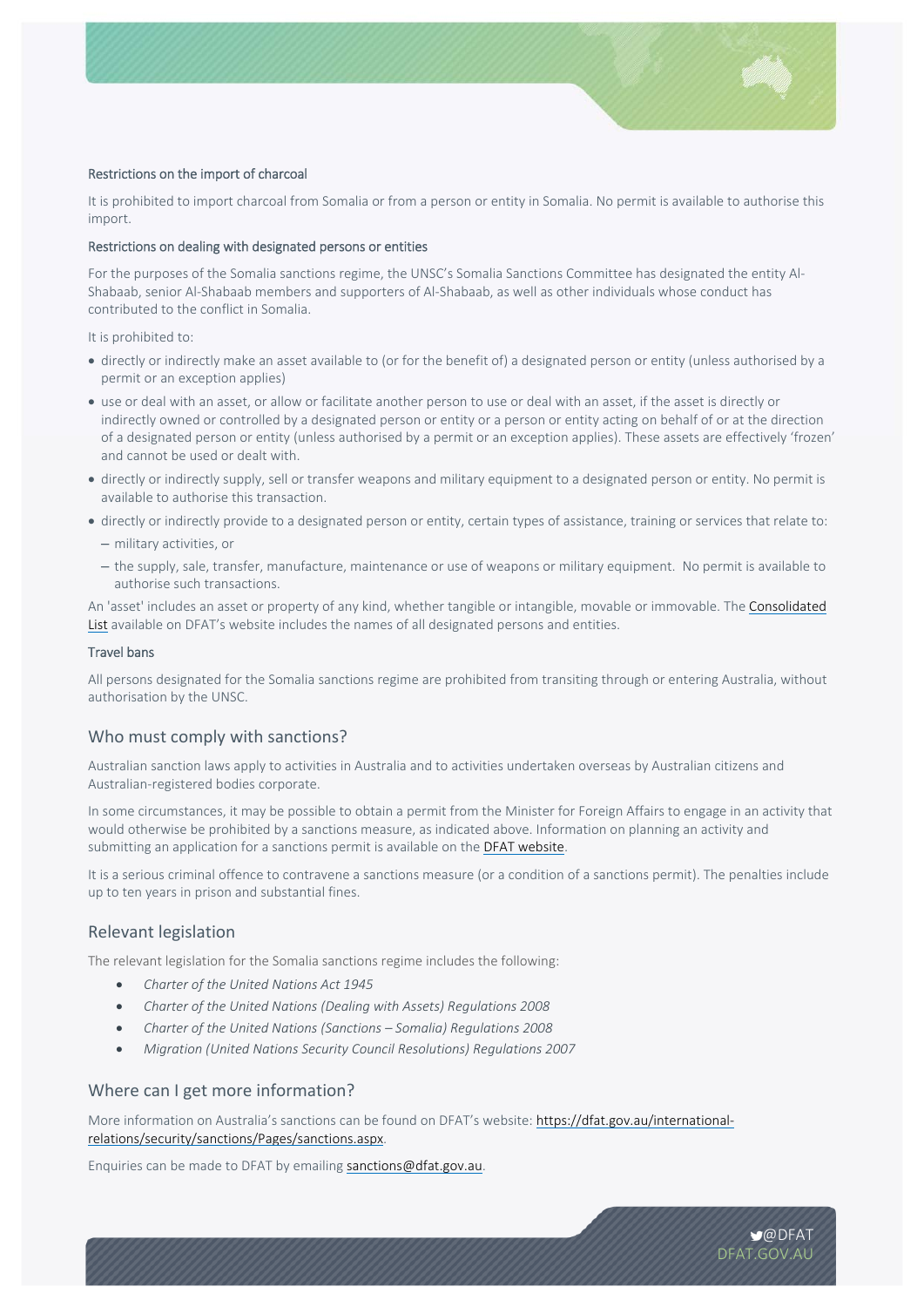#### Restrictions on the import of charcoal

It is prohibited to import charcoal from Somalia or from a person or entity in Somalia. No permit is available to authorise this import.

#### Restrictions on dealing with designated persons or entities

For the purposes of the Somalia sanctions regime, the UNSC's Somalia Sanctions Committee has designated the entity Al-Shabaab, senior Al-Shabaab members and supporters of Al-Shabaab, as well as other individuals whose conduct has contributed to the conflict in Somalia.

It is prohibited to:

- directly or indirectly make an asset available to (or for the benefit of) a designated person or entity (unless authorised by a permit or an exception applies)
- use or deal with an asset, or allow or facilitate another person to use or deal with an asset, if the asset is directly or indirectly owned or controlled by a designated person or entity or a person or entity acting on behalf of or at the direction of a designated person or entity (unless authorised by a permit or an exception applies). These assets are effectively 'frozen' and cannot be used or dealt with.
- directly or indirectly supply, sell or transfer weapons and military equipment to a designated person or entity. No permit is available to authorise this transaction.
- directly or indirectly provide to a designated person or entity, certain types of assistance, training or services that relate to:
  - military activities, or
  - the supply, sale, transfer, manufacture, maintenance or use of weapons or military equipment. No permit is available to authorise such transactions.

An 'asset' includes an asset or property of any kind, whether tangible or intangible, movable or immovable. The Consolidated List available on DFAT's website includes the names of all designated persons and entities.

#### Travel bans

All persons designated for the Somalia sanctions regime are prohibited from transiting through or entering Australia, without authorisation by the UNSC.

### Who must comply with sanctions?

Australian sanction laws apply to activities in Australia and to activities undertaken overseas by Australian citizens and Australian-registered bodies corporate.

In some circumstances, it may be possible to obtain a permit from the Minister for Foreign Affairs to engage in an activity that would otherwise be prohibited by a sanctions measure, as indicated above. Information on planning an activity and submitting an application for a sanctions permit is available on the DFAT website.

It is a serious criminal offence to contravene a sanctions measure (or a condition of a sanctions permit). The penalties include up to ten years in prison and substantial fines.

### Relevant legislation

The relevant legislation for the Somalia sanctions regime includes the following:

- *Charter of the United Nations Act 1945*
- *Charter of the United Nations (Dealing with Assets) Regulations 2008*
- *Charter of the United Nations (Sanctions – Somalia) Regulations 2008*
- *Migration (United Nations Security Council Resolutions) Regulations 2007*

### Where can I get more information?

More information on Australia's sanctions can be found on DFAT's website: https://dfat.gov.au/international-relations/security/sanctions/Pages/sanctions.aspx.

Enquiries can be made to DFAT by emailing sanctions@dfat.gov.au.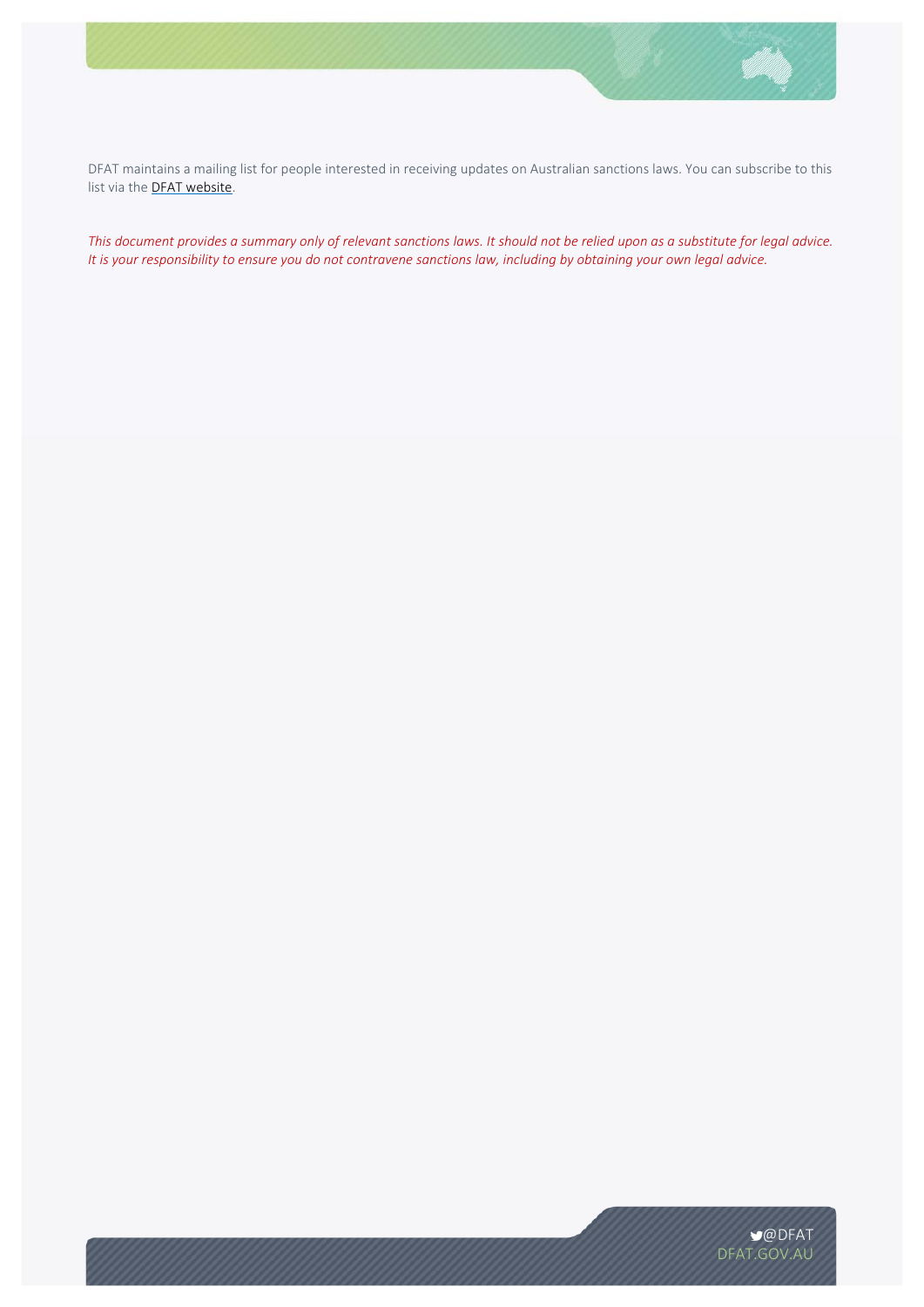DFAT maintains a mailing list for people interested in receiving updates on Australian sanctions laws. You can subscribe to this list via the [DFAT website](DFAT website).

*This document provides a summary only of relevant sanctions laws. It should not be relied upon as a substitute for legal advice. It is your responsibility to ensure you do not contravene sanctions law, including by obtaining your own legal advice.*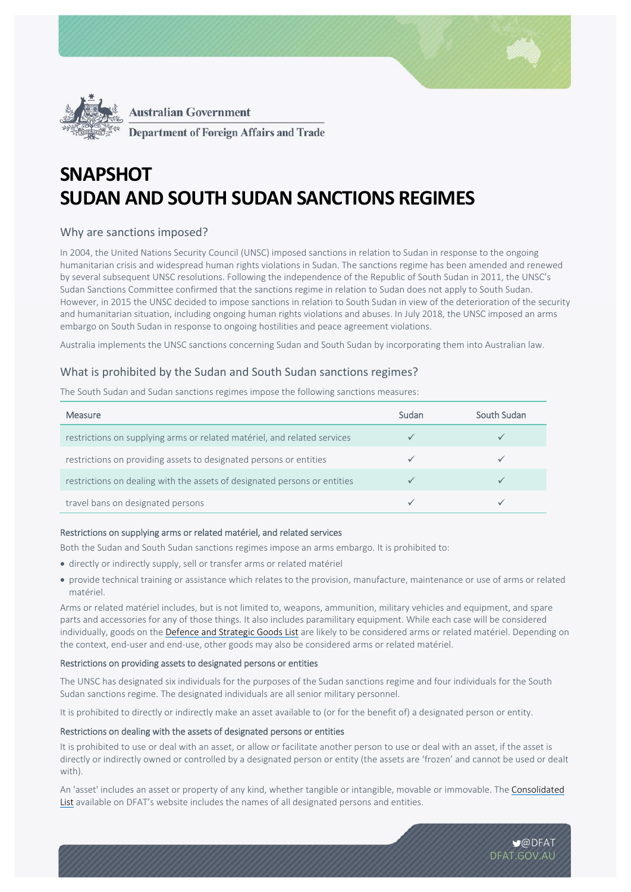Australian Government

Department of Foreign Affairs and Trade

# SNAPSHOT
# SUDAN AND SOUTH SUDAN SANCTIONS REGIMES

## Why are sanctions imposed?

In 2004, the United Nations Security Council (UNSC) imposed sanctions in relation to Sudan in response to the ongoing humanitarian crisis and widespread human rights violations in Sudan. The sanctions regime has been amended and renewed by several subsequent UNSC resolutions. Following the independence of the Republic of South Sudan in 2011, the UNSC's Sudan Sanctions Committee confirmed that the sanctions regime in relation to Sudan does not apply to South Sudan. However, in 2015 the UNSC decided to impose sanctions in relation to South Sudan in view of the deterioration of the security and humanitarian situation, including ongoing human rights violations and abuses. In July 2018, the UNSC imposed an arms embargo on South Sudan in response to ongoing hostilities and peace agreement violations.

Australia implements the UNSC sanctions concerning Sudan and South Sudan by incorporating them into Australian law.

## What is prohibited by the Sudan and South Sudan sanctions regimes?

The South Sudan and Sudan sanctions regimes impose the following sanctions measures:

| Measure | Sudan | South Sudan |
|---|---|---|
| restrictions on supplying arms or related matériel, and related services | ✓ | ✓ |
| restrictions on providing assets to designated persons or entities | ✓ | ✓ |
| restrictions on dealing with the assets of designated persons or entities | ✓ | ✓ |
| travel bans on designated persons | ✓ | ✓ |

### Restrictions on supplying arms or related matériel, and related services

Both the Sudan and South Sudan sanctions regimes impose an arms embargo. It is prohibited to:

- directly or indirectly supply, sell or transfer arms or related matériel
- provide technical training or assistance which relates to the provision, manufacture, maintenance or use of arms or related matériel.

Arms or related matériel includes, but is not limited to, weapons, ammunition, military vehicles and equipment, and spare parts and accessories for any of those things. It also includes paramilitary equipment. While each case will be considered individually, goods on the Defence and Strategic Goods List are likely to be considered arms or related matériel. Depending on the context, end-user and end-use, other goods may also be considered arms or related matériel.

### Restrictions on providing assets to designated persons or entities

The UNSC has designated six individuals for the purposes of the Sudan sanctions regime and four individuals for the South Sudan sanctions regime. The designated individuals are all senior military personnel.

It is prohibited to directly or indirectly make an asset available to (or for the benefit of) a designated person or entity.

### Restrictions on dealing with the assets of designated persons or entities

It is prohibited to use or deal with an asset, or allow or facilitate another person to use or deal with an asset, if the asset is directly or indirectly owned or controlled by a designated person or entity (the assets are 'frozen' and cannot be used or dealt with).

An 'asset' includes an asset or property of any kind, whether tangible or intangible, movable or immovable. The Consolidated List available on DFAT's website includes the names of all designated persons and entities.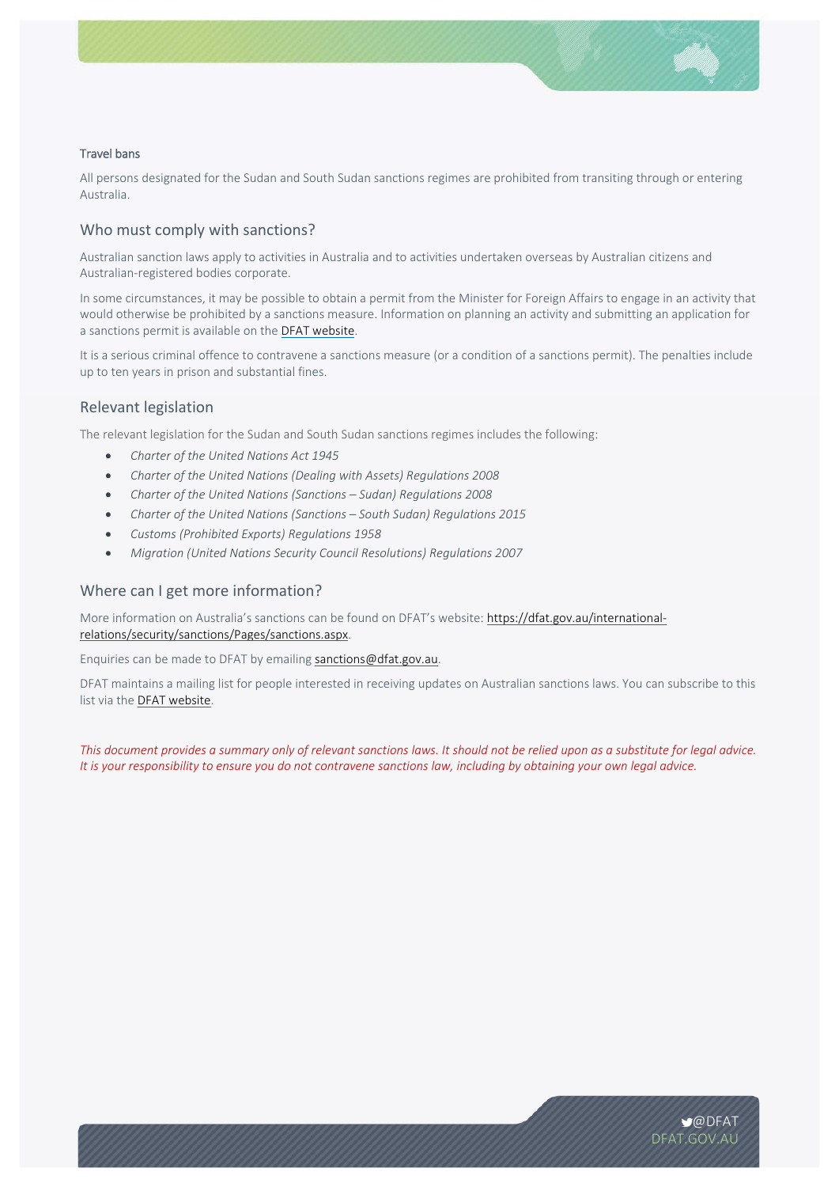### Travel bans

All persons designated for the Sudan and South Sudan sanctions regimes are prohibited from transiting through or entering Australia.

## Who must comply with sanctions?

Australian sanction laws apply to activities in Australia and to activities undertaken overseas by Australian citizens and Australian-registered bodies corporate.

In some circumstances, it may be possible to obtain a permit from the Minister for Foreign Affairs to engage in an activity that would otherwise be prohibited by a sanctions measure. Information on planning an activity and submitting an application for a sanctions permit is available on the DFAT website.

It is a serious criminal offence to contravene a sanctions measure (or a condition of a sanctions permit). The penalties include up to ten years in prison and substantial fines.

## Relevant legislation

The relevant legislation for the Sudan and South Sudan sanctions regimes includes the following:

- *Charter of the United Nations Act 1945*
- *Charter of the United Nations (Dealing with Assets) Regulations 2008*
- *Charter of the United Nations (Sanctions – Sudan) Regulations 2008*
- *Charter of the United Nations (Sanctions – South Sudan) Regulations 2015*
- *Customs (Prohibited Exports) Regulations 1958*
- *Migration (United Nations Security Council Resolutions) Regulations 2007*

## Where can I get more information?

More information on Australia's sanctions can be found on DFAT's website: https://dfat.gov.au/international-relations/security/sanctions/Pages/sanctions.aspx.

Enquiries can be made to DFAT by emailing sanctions@dfat.gov.au.

DFAT maintains a mailing list for people interested in receiving updates on Australian sanctions laws. You can subscribe to this list via the DFAT website.

*This document provides a summary only of relevant sanctions laws. It should not be relied upon as a substitute for legal advice. It is your responsibility to ensure you do not contravene sanctions law, including by obtaining your own legal advice.*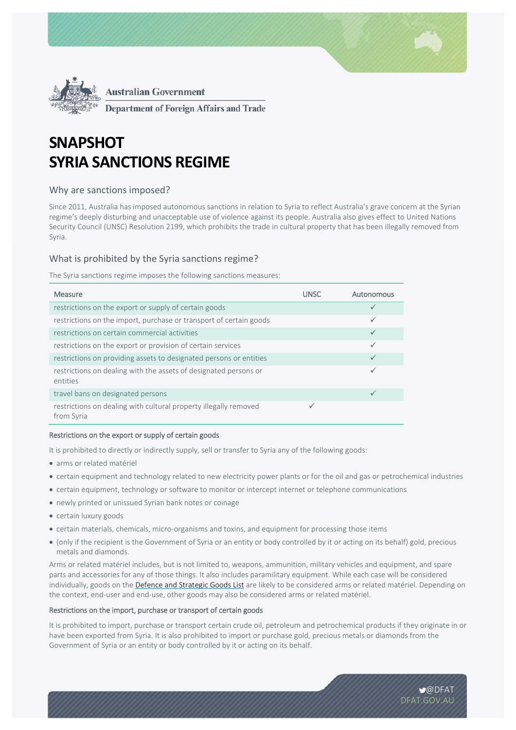Australian Government

Department of Foreign Affairs and Trade

# SNAPSHOT
# SYRIA SANCTIONS REGIME

## Why are sanctions imposed?

Since 2011, Australia has imposed autonomous sanctions in relation to Syria to reflect Australia's grave concern at the Syrian regime's deeply disturbing and unacceptable use of violence against its people. Australia also gives effect to United Nations Security Council (UNSC) Resolution 2199, which prohibits the trade in cultural property that has been illegally removed from Syria.

## What is prohibited by the Syria sanctions regime?

The Syria sanctions regime imposes the following sanctions measures:

| Measure | UNSC | Autonomous |
|---|---|---|
| restrictions on the export or supply of certain goods | | ✓ |
| restrictions on the import, purchase or transport of certain goods | | ✓ |
| restrictions on certain commercial activities | | ✓ |
| restrictions on the export or provision of certain services | | ✓ |
| restrictions on providing assets to designated persons or entities | | ✓ |
| restrictions on dealing with the assets of designated persons or entities | | ✓ |
| travel bans on designated persons | | ✓ |
| restrictions on dealing with cultural property illegally removed from Syria | ✓ | |

### Restrictions on the export or supply of certain goods

It is prohibited to directly or indirectly supply, sell or transfer to Syria any of the following goods:

- arms or related matériel
- certain equipment and technology related to new electricity power plants or for the oil and gas or petrochemical industries
- certain equipment, technology or software to monitor or intercept internet or telephone communications
- newly printed or unissued Syrian bank notes or coinage
- certain luxury goods
- certain materials, chemicals, micro-organisms and toxins, and equipment for processing those items
- (only if the recipient is the Government of Syria or an entity or body controlled by it or acting on its behalf) gold, precious metals and diamonds.

Arms or related matériel includes, but is not limited to, weapons, ammunition, military vehicles and equipment, and spare parts and accessories for any of those things. It also includes paramilitary equipment. While each case will be considered individually, goods on the Defence and Strategic Goods List are likely to be considered arms or related matériel. Depending on the context, end-user and end-use, other goods may also be considered arms or related matériel.

### Restrictions on the import, purchase or transport of certain goods

It is prohibited to import, purchase or transport certain crude oil, petroleum and petrochemical products if they originate in or have been exported from Syria. It is also prohibited to import or purchase gold, precious metals or diamonds from the Government of Syria or an entity or body controlled by it or acting on its behalf.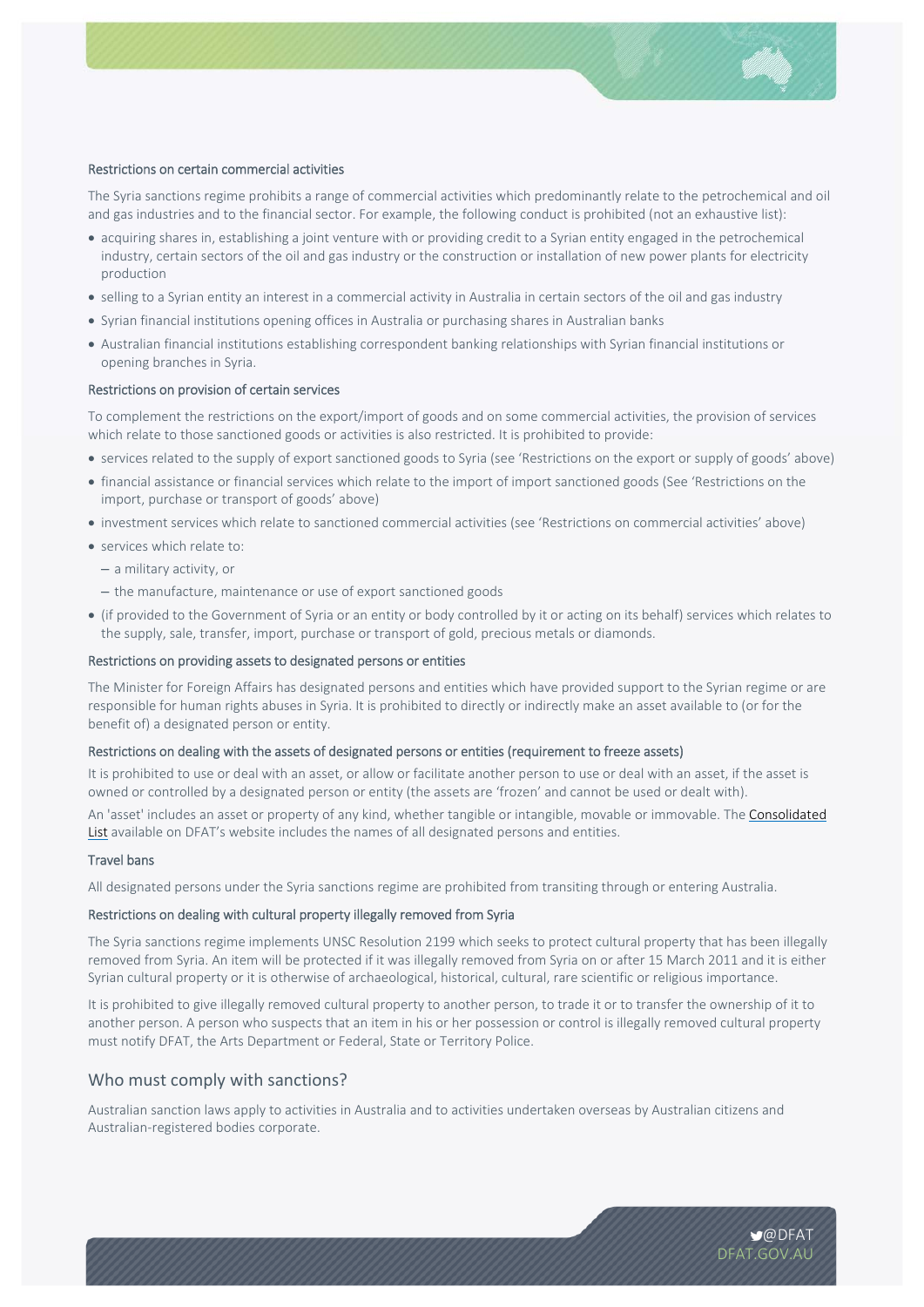### Restrictions on certain commercial activities

The Syria sanctions regime prohibits a range of commercial activities which predominantly relate to the petrochemical and oil and gas industries and to the financial sector. For example, the following conduct is prohibited (not an exhaustive list):

- acquiring shares in, establishing a joint venture with or providing credit to a Syrian entity engaged in the petrochemical industry, certain sectors of the oil and gas industry or the construction or installation of new power plants for electricity production
- selling to a Syrian entity an interest in a commercial activity in Australia in certain sectors of the oil and gas industry
- Syrian financial institutions opening offices in Australia or purchasing shares in Australian banks
- Australian financial institutions establishing correspondent banking relationships with Syrian financial institutions or opening branches in Syria.

### Restrictions on provision of certain services

To complement the restrictions on the export/import of goods and on some commercial activities, the provision of services which relate to those sanctioned goods or activities is also restricted. It is prohibited to provide:

- services related to the supply of export sanctioned goods to Syria (see 'Restrictions on the export or supply of goods' above)
- financial assistance or financial services which relate to the import of import sanctioned goods (See 'Restrictions on the import, purchase or transport of goods' above)
- investment services which relate to sanctioned commercial activities (see 'Restrictions on commercial activities' above)
- services which relate to:
  - a military activity, or
  - the manufacture, maintenance or use of export sanctioned goods
- (if provided to the Government of Syria or an entity or body controlled by it or acting on its behalf) services which relates to the supply, sale, transfer, import, purchase or transport of gold, precious metals or diamonds.

### Restrictions on providing assets to designated persons or entities

The Minister for Foreign Affairs has designated persons and entities which have provided support to the Syrian regime or are responsible for human rights abuses in Syria. It is prohibited to directly or indirectly make an asset available to (or for the benefit of) a designated person or entity.

### Restrictions on dealing with the assets of designated persons or entities (requirement to freeze assets)

It is prohibited to use or deal with an asset, or allow or facilitate another person to use or deal with an asset, if the asset is owned or controlled by a designated person or entity (the assets are 'frozen' and cannot be used or dealt with).

An 'asset' includes an asset or property of any kind, whether tangible or intangible, movable or immovable. The Consolidated List available on DFAT's website includes the names of all designated persons and entities.

### Travel bans

All designated persons under the Syria sanctions regime are prohibited from transiting through or entering Australia.

### Restrictions on dealing with cultural property illegally removed from Syria

The Syria sanctions regime implements UNSC Resolution 2199 which seeks to protect cultural property that has been illegally removed from Syria. An item will be protected if it was illegally removed from Syria on or after 15 March 2011 and it is either Syrian cultural property or it is otherwise of archaeological, historical, cultural, rare scientific or religious importance.

It is prohibited to give illegally removed cultural property to another person, to trade it or to transfer the ownership of it to another person. A person who suspects that an item in his or her possession or control is illegally removed cultural property must notify DFAT, the Arts Department or Federal, State or Territory Police.

## Who must comply with sanctions?

Australian sanction laws apply to activities in Australia and to activities undertaken overseas by Australian citizens and Australian-registered bodies corporate.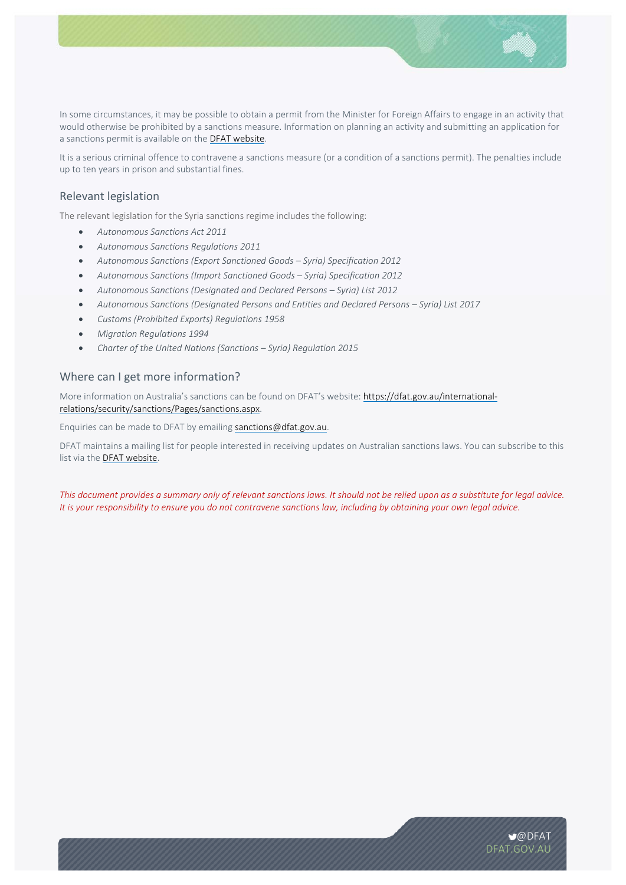In some circumstances, it may be possible to obtain a permit from the Minister for Foreign Affairs to engage in an activity that would otherwise be prohibited by a sanctions measure. Information on planning an activity and submitting an application for a sanctions permit is available on the DFAT website.

It is a serious criminal offence to contravene a sanctions measure (or a condition of a sanctions permit). The penalties include up to ten years in prison and substantial fines.

## Relevant legislation

The relevant legislation for the Syria sanctions regime includes the following:

- *Autonomous Sanctions Act 2011*
- *Autonomous Sanctions Regulations 2011*
- *Autonomous Sanctions (Export Sanctioned Goods – Syria) Specification 2012*
- *Autonomous Sanctions (Import Sanctioned Goods – Syria) Specification 2012*
- *Autonomous Sanctions (Designated and Declared Persons – Syria) List 2012*
- *Autonomous Sanctions (Designated Persons and Entities and Declared Persons – Syria) List 2017*
- *Customs (Prohibited Exports) Regulations 1958*
- *Migration Regulations 1994*
- *Charter of the United Nations (Sanctions – Syria) Regulation 2015*

## Where can I get more information?

More information on Australia's sanctions can be found on DFAT's website: https://dfat.gov.au/international-relations/security/sanctions/Pages/sanctions.aspx.

Enquiries can be made to DFAT by emailing sanctions@dfat.gov.au.

DFAT maintains a mailing list for people interested in receiving updates on Australian sanctions laws. You can subscribe to this list via the DFAT website.

*This document provides a summary only of relevant sanctions laws. It should not be relied upon as a substitute for legal advice. It is your responsibility to ensure you do not contravene sanctions law, including by obtaining your own legal advice.*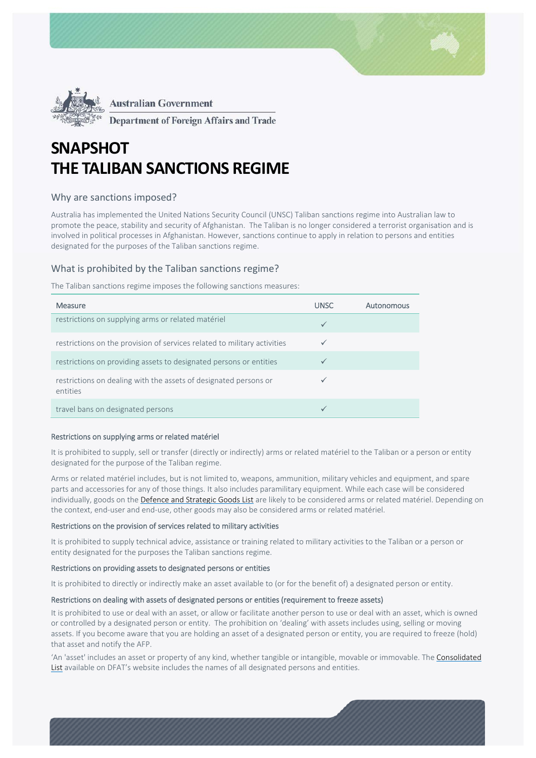Australian Government

Department of Foreign Affairs and Trade

# SNAPSHOT
# THE TALIBAN SANCTIONS REGIME

## Why are sanctions imposed?

Australia has implemented the United Nations Security Council (UNSC) Taliban sanctions regime into Australian law to promote the peace, stability and security of Afghanistan. The Taliban is no longer considered a terrorist organisation and is involved in political processes in Afghanistan. However, sanctions continue to apply in relation to persons and entities designated for the purposes of the Taliban sanctions regime.

## What is prohibited by the Taliban sanctions regime?

The Taliban sanctions regime imposes the following sanctions measures:

| Measure | UNSC | Autonomous |
|---|---|---|
| restrictions on supplying arms or related matériel | ✓ | |
| restrictions on the provision of services related to military activities | ✓ | |
| restrictions on providing assets to designated persons or entities | ✓ | |
| restrictions on dealing with the assets of designated persons or entities | ✓ | |
| travel bans on designated persons | ✓ | |

### Restrictions on supplying arms or related matériel

It is prohibited to supply, sell or transfer (directly or indirectly) arms or related matériel to the Taliban or a person or entity designated for the purpose of the Taliban regime.

Arms or related matériel includes, but is not limited to, weapons, ammunition, military vehicles and equipment, and spare parts and accessories for any of those things. It also includes paramilitary equipment. While each case will be considered individually, goods on the Defence and Strategic Goods List are likely to be considered arms or related matériel. Depending on the context, end-user and end-use, other goods may also be considered arms or related matériel.

### Restrictions on the provision of services related to military activities

It is prohibited to supply technical advice, assistance or training related to military activities to the Taliban or a person or entity designated for the purposes the Taliban sanctions regime.

### Restrictions on providing assets to designated persons or entities

It is prohibited to directly or indirectly make an asset available to (or for the benefit of) a designated person or entity.

### Restrictions on dealing with assets of designated persons or entities (requirement to freeze assets)

It is prohibited to use or deal with an asset, or allow or facilitate another person to use or deal with an asset, which is owned or controlled by a designated person or entity. The prohibition on 'dealing' with assets includes using, selling or moving assets. If you become aware that you are holding an asset of a designated person or entity, you are required to freeze (hold) that asset and notify the AFP.

'An 'asset' includes an asset or property of any kind, whether tangible or intangible, movable or immovable. The Consolidated List available on DFAT's website includes the names of all designated persons and entities.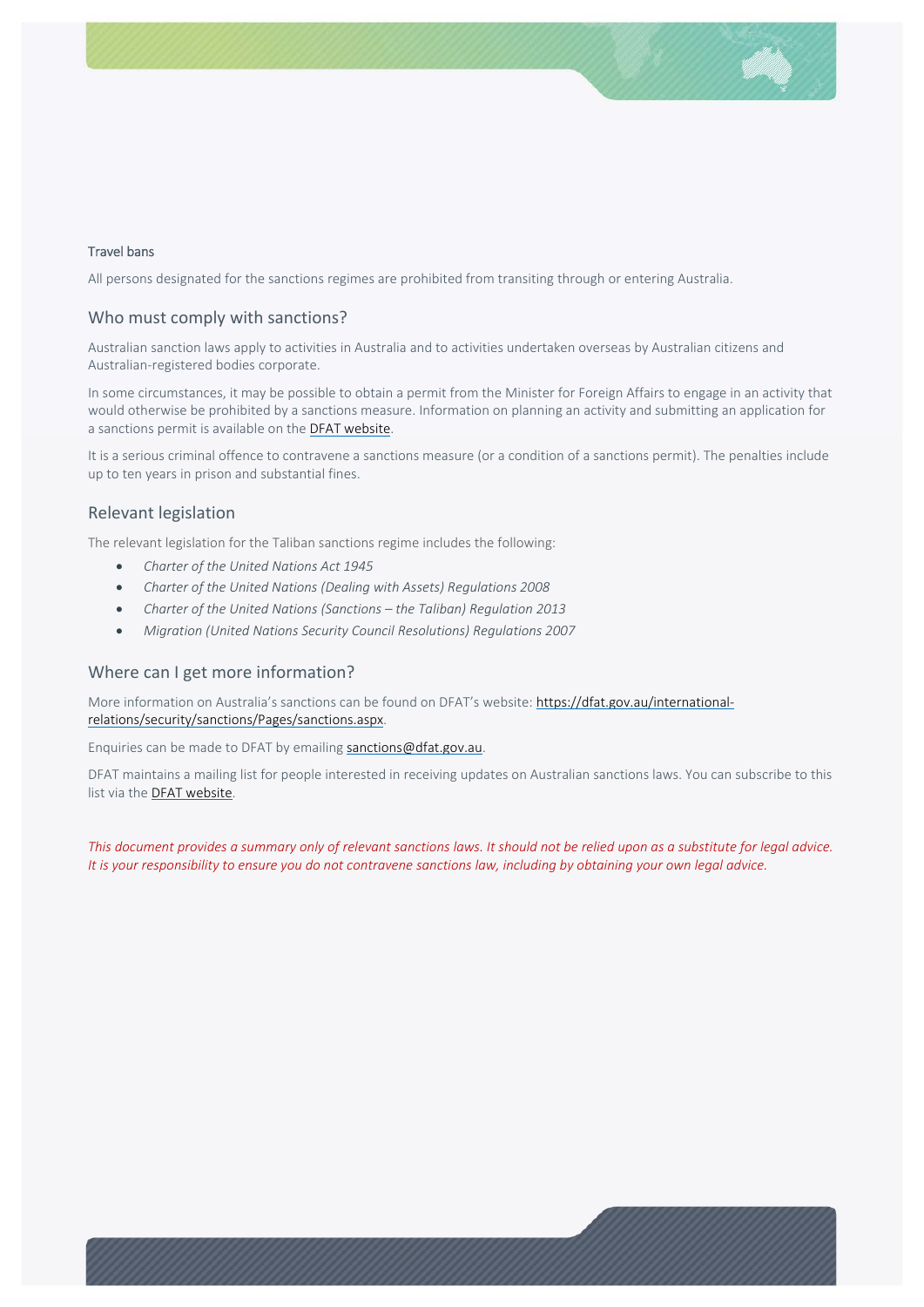#### Travel bans

All persons designated for the sanctions regimes are prohibited from transiting through or entering Australia.

## Who must comply with sanctions?

Australian sanction laws apply to activities in Australia and to activities undertaken overseas by Australian citizens and Australian-registered bodies corporate.

In some circumstances, it may be possible to obtain a permit from the Minister for Foreign Affairs to engage in an activity that would otherwise be prohibited by a sanctions measure. Information on planning an activity and submitting an application for a sanctions permit is available on the DFAT website.

It is a serious criminal offence to contravene a sanctions measure (or a condition of a sanctions permit). The penalties include up to ten years in prison and substantial fines.

## Relevant legislation

The relevant legislation for the Taliban sanctions regime includes the following:

- *Charter of the United Nations Act 1945*
- *Charter of the United Nations (Dealing with Assets) Regulations 2008*
- *Charter of the United Nations (Sanctions – the Taliban) Regulation 2013*
- *Migration (United Nations Security Council Resolutions) Regulations 2007*

## Where can I get more information?

More information on Australia's sanctions can be found on DFAT's website: https://dfat.gov.au/international-relations/security/sanctions/Pages/sanctions.aspx.

Enquiries can be made to DFAT by emailing sanctions@dfat.gov.au.

DFAT maintains a mailing list for people interested in receiving updates on Australian sanctions laws. You can subscribe to this list via the DFAT website.

*This document provides a summary only of relevant sanctions laws. It should not be relied upon as a substitute for legal advice. It is your responsibility to ensure you do not contravene sanctions law, including by obtaining your own legal advice.*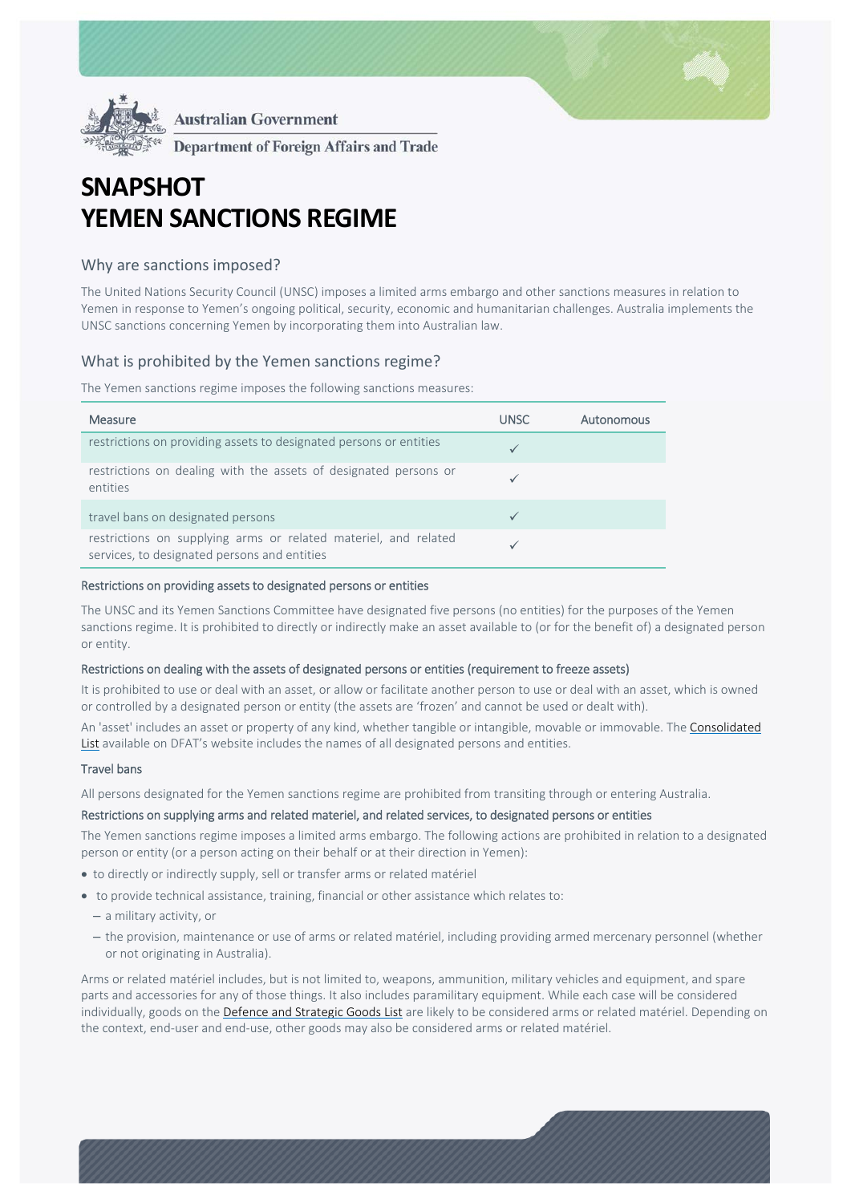Australian Government

Department of Foreign Affairs and Trade

# SNAPSHOT
# YEMEN SANCTIONS REGIME

## Why are sanctions imposed?

The United Nations Security Council (UNSC) imposes a limited arms embargo and other sanctions measures in relation to Yemen in response to Yemen's ongoing political, security, economic and humanitarian challenges. Australia implements the UNSC sanctions concerning Yemen by incorporating them into Australian law.

## What is prohibited by the Yemen sanctions regime?

The Yemen sanctions regime imposes the following sanctions measures:

| Measure | UNSC | Autonomous |
|---|---|---|
| restrictions on providing assets to designated persons or entities | ✓ | |
| restrictions on dealing with the assets of designated persons or entities | ✓ | |
| travel bans on designated persons | ✓ | |
| restrictions on supplying arms or related materiel, and related services, to designated persons and entities | ✓ | |

### Restrictions on providing assets to designated persons or entities

The UNSC and its Yemen Sanctions Committee have designated five persons (no entities) for the purposes of the Yemen sanctions regime. It is prohibited to directly or indirectly make an asset available to (or for the benefit of) a designated person or entity.

### Restrictions on dealing with the assets of designated persons or entities (requirement to freeze assets)

It is prohibited to use or deal with an asset, or allow or facilitate another person to use or deal with an asset, which is owned or controlled by a designated person or entity (the assets are 'frozen' and cannot be used or dealt with).

An 'asset' includes an asset or property of any kind, whether tangible or intangible, movable or immovable. The Consolidated List available on DFAT's website includes the names of all designated persons and entities.

### Travel bans

All persons designated for the Yemen sanctions regime are prohibited from transiting through or entering Australia.

### Restrictions on supplying arms and related materiel, and related services, to designated persons or entities

The Yemen sanctions regime imposes a limited arms embargo. The following actions are prohibited in relation to a designated person or entity (or a person acting on their behalf or at their direction in Yemen):

- to directly or indirectly supply, sell or transfer arms or related matériel
- to provide technical assistance, training, financial or other assistance which relates to:
  - a military activity, or
  - the provision, maintenance or use of arms or related matériel, including providing armed mercenary personnel (whether or not originating in Australia).

Arms or related matériel includes, but is not limited to, weapons, ammunition, military vehicles and equipment, and spare parts and accessories for any of those things. It also includes paramilitary equipment. While each case will be considered individually, goods on the Defence and Strategic Goods List are likely to be considered arms or related matériel. Depending on the context, end-user and end-use, other goods may also be considered arms or related matériel.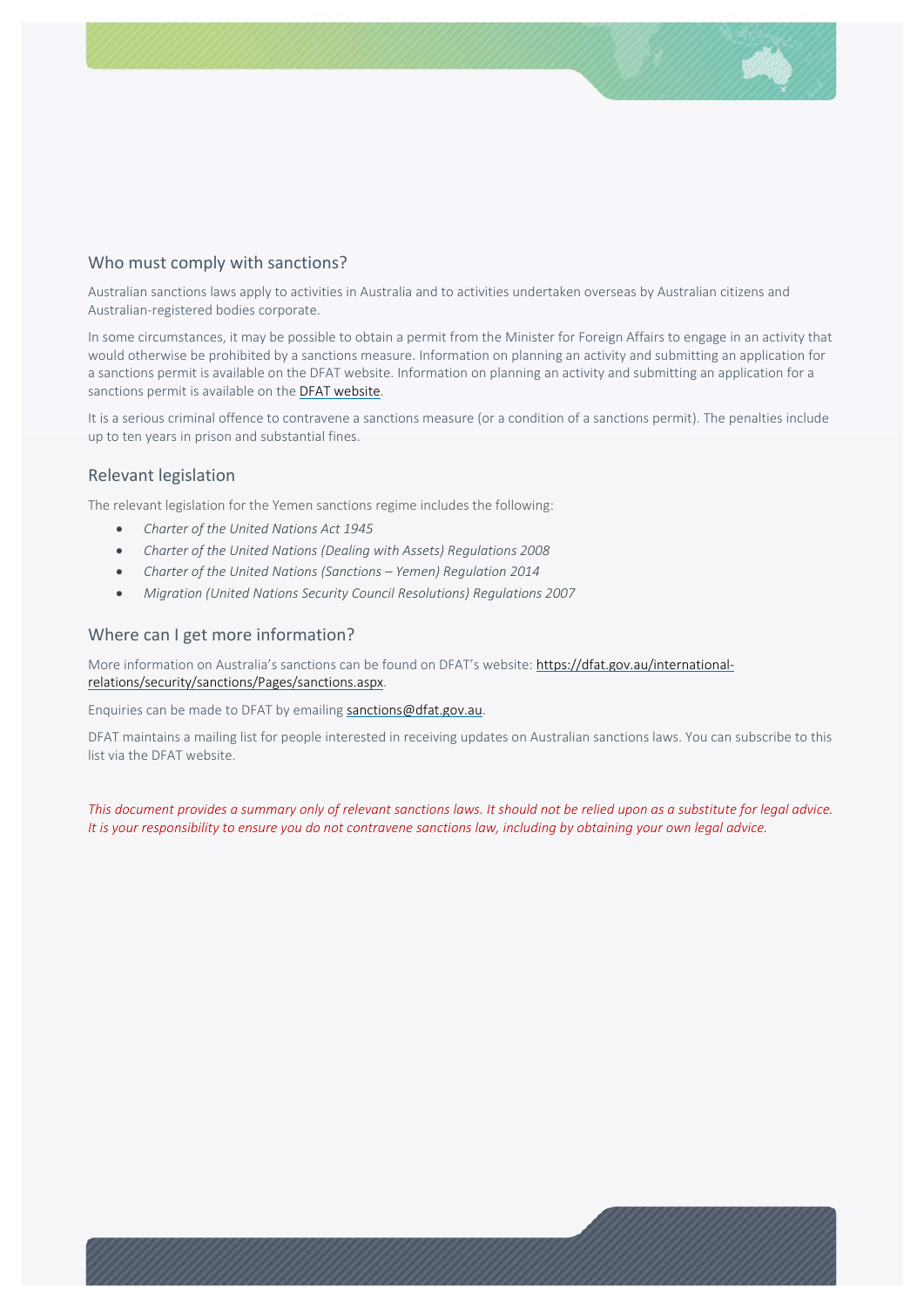## Who must comply with sanctions?

Australian sanctions laws apply to activities in Australia and to activities undertaken overseas by Australian citizens and Australian-registered bodies corporate.

In some circumstances, it may be possible to obtain a permit from the Minister for Foreign Affairs to engage in an activity that would otherwise be prohibited by a sanctions measure. Information on planning an activity and submitting an application for a sanctions permit is available on the DFAT website. Information on planning an activity and submitting an application for a sanctions permit is available on the [DFAT website](https://dfat.gov.au).

It is a serious criminal offence to contravene a sanctions measure (or a condition of a sanctions permit). The penalties include up to ten years in prison and substantial fines.

## Relevant legislation

The relevant legislation for the Yemen sanctions regime includes the following:

- *Charter of the United Nations Act 1945*
- *Charter of the United Nations (Dealing with Assets) Regulations 2008*
- *Charter of the United Nations (Sanctions – Yemen) Regulation 2014*
- *Migration (United Nations Security Council Resolutions) Regulations 2007*

## Where can I get more information?

More information on Australia's sanctions can be found on DFAT's website: [https://dfat.gov.au/international-relations/security/sanctions/Pages/sanctions.aspx](https://dfat.gov.au/international-relations/security/sanctions/Pages/sanctions.aspx).

Enquiries can be made to DFAT by emailing [sanctions@dfat.gov.au](mailto:sanctions@dfat.gov.au).

DFAT maintains a mailing list for people interested in receiving updates on Australian sanctions laws. You can subscribe to this list via the DFAT website.

*This document provides a summary only of relevant sanctions laws. It should not be relied upon as a substitute for legal advice. It is your responsibility to ensure you do not contravene sanctions law, including by obtaining your own legal advice.*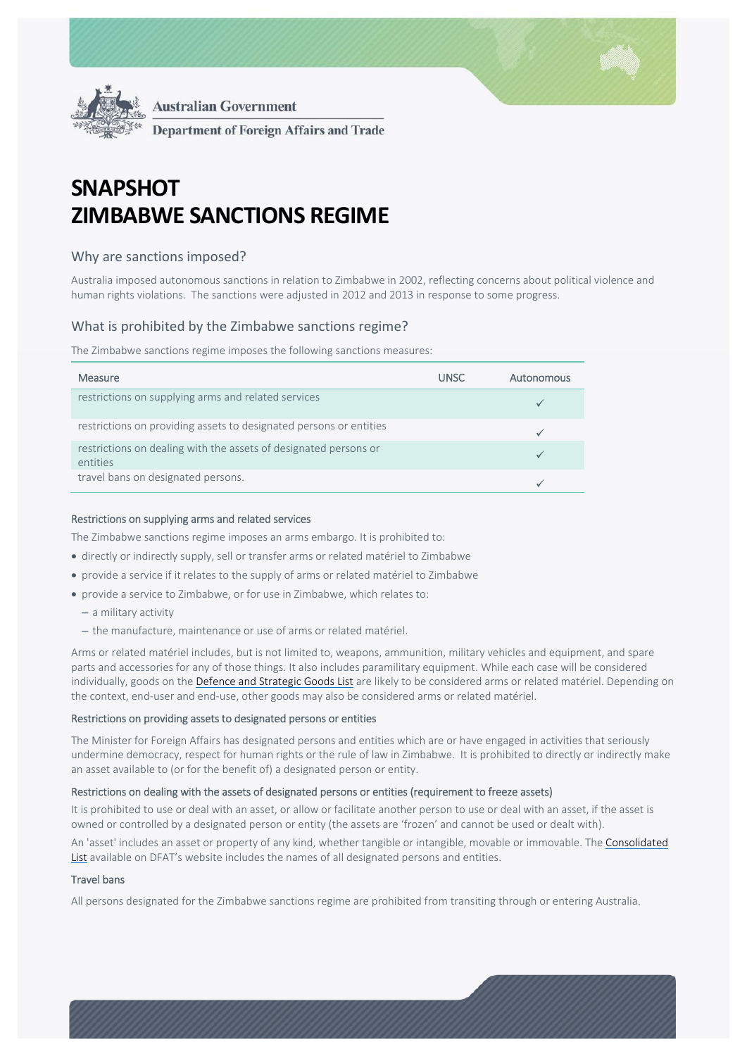Australian Government

Department of Foreign Affairs and Trade

# SNAPSHOT
# ZIMBABWE SANCTIONS REGIME

## Why are sanctions imposed?

Australia imposed autonomous sanctions in relation to Zimbabwe in 2002, reflecting concerns about political violence and human rights violations. The sanctions were adjusted in 2012 and 2013 in response to some progress.

## What is prohibited by the Zimbabwe sanctions regime?

The Zimbabwe sanctions regime imposes the following sanctions measures:

| Measure | UNSC | Autonomous |
|---|---|---|
| restrictions on supplying arms and related services | | ✓ |
| restrictions on providing assets to designated persons or entities | | ✓ |
| restrictions on dealing with the assets of designated persons or entities | | ✓ |
| travel bans on designated persons. | | ✓ |

### Restrictions on supplying arms and related services

The Zimbabwe sanctions regime imposes an arms embargo. It is prohibited to:

- directly or indirectly supply, sell or transfer arms or related matériel to Zimbabwe
- provide a service if it relates to the supply of arms or related matériel to Zimbabwe
- provide a service to Zimbabwe, or for use in Zimbabwe, which relates to:
  - a military activity
  - the manufacture, maintenance or use of arms or related matériel.

Arms or related matériel includes, but is not limited to, weapons, ammunition, military vehicles and equipment, and spare parts and accessories for any of those things. It also includes paramilitary equipment. While each case will be considered individually, goods on the Defence and Strategic Goods List are likely to be considered arms or related matériel. Depending on the context, end-user and end-use, other goods may also be considered arms or related matériel.

### Restrictions on providing assets to designated persons or entities

The Minister for Foreign Affairs has designated persons and entities which are or have engaged in activities that seriously undermine democracy, respect for human rights or the rule of law in Zimbabwe. It is prohibited to directly or indirectly make an asset available to (or for the benefit of) a designated person or entity.

### Restrictions on dealing with the assets of designated persons or entities (requirement to freeze assets)

It is prohibited to use or deal with an asset, or allow or facilitate another person to use or deal with an asset, if the asset is owned or controlled by a designated person or entity (the assets are 'frozen' and cannot be used or dealt with).

An 'asset' includes an asset or property of any kind, whether tangible or intangible, movable or immovable. The Consolidated List available on DFAT's website includes the names of all designated persons and entities.

### Travel bans

All persons designated for the Zimbabwe sanctions regime are prohibited from transiting through or entering Australia.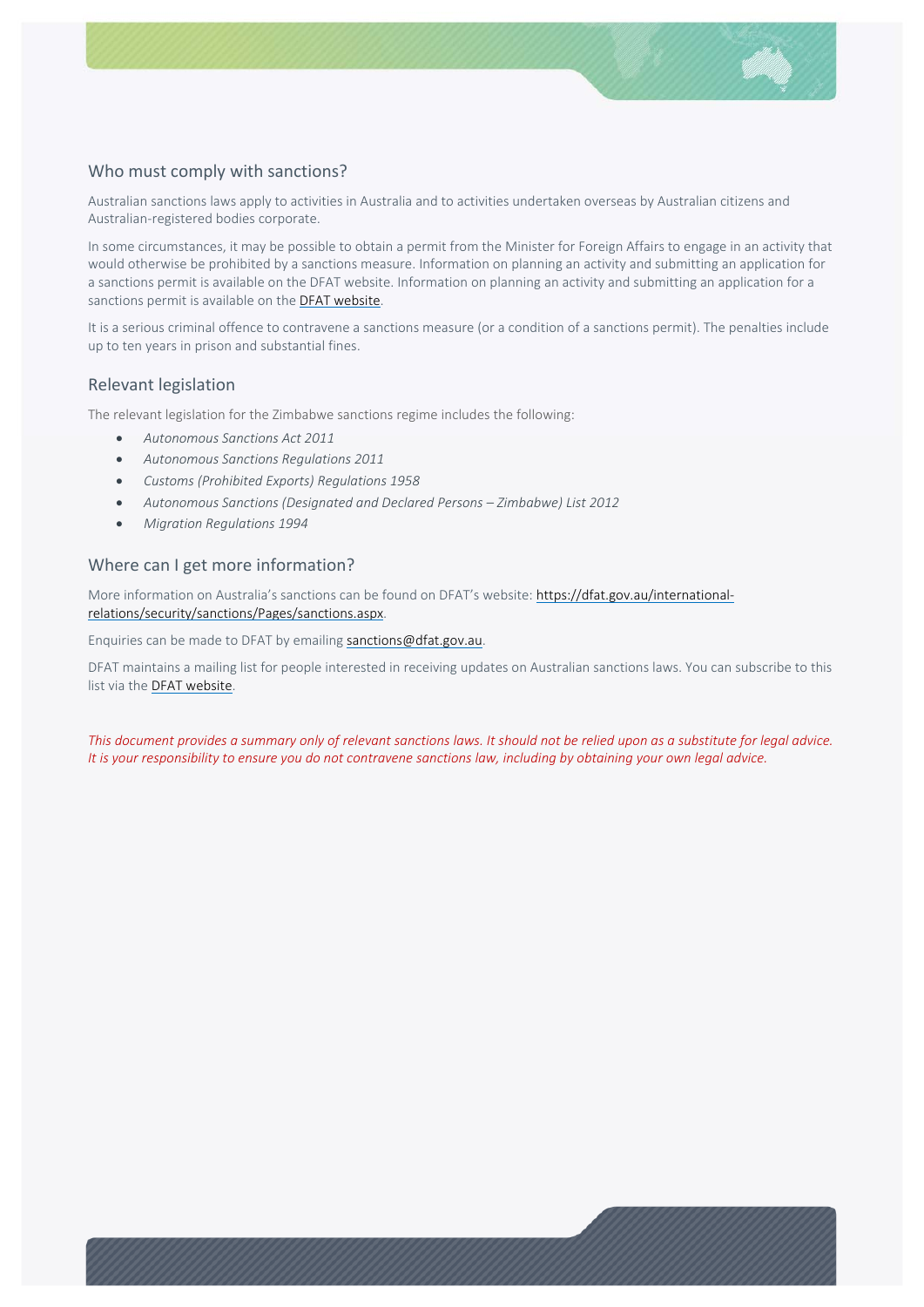## Who must comply with sanctions?

Australian sanctions laws apply to activities in Australia and to activities undertaken overseas by Australian citizens and Australian-registered bodies corporate.

In some circumstances, it may be possible to obtain a permit from the Minister for Foreign Affairs to engage in an activity that would otherwise be prohibited by a sanctions measure. Information on planning an activity and submitting an application for a sanctions permit is available on the DFAT website. Information on planning an activity and submitting an application for a sanctions permit is available on the [DFAT website](#).

It is a serious criminal offence to contravene a sanctions measure (or a condition of a sanctions permit). The penalties include up to ten years in prison and substantial fines.

## Relevant legislation

The relevant legislation for the Zimbabwe sanctions regime includes the following:

- *Autonomous Sanctions Act 2011*
- *Autonomous Sanctions Regulations 2011*
- *Customs (Prohibited Exports) Regulations 1958*
- *Autonomous Sanctions (Designated and Declared Persons – Zimbabwe) List 2012*
- *Migration Regulations 1994*

## Where can I get more information?

More information on Australia's sanctions can be found on DFAT's website: https://dfat.gov.au/international-relations/security/sanctions/Pages/sanctions.aspx.

Enquiries can be made to DFAT by emailing sanctions@dfat.gov.au.

DFAT maintains a mailing list for people interested in receiving updates on Australian sanctions laws. You can subscribe to this list via the [DFAT website](#).

*This document provides a summary only of relevant sanctions laws. It should not be relied upon as a substitute for legal advice. It is your responsibility to ensure you do not contravene sanctions law, including by obtaining your own legal advice.*